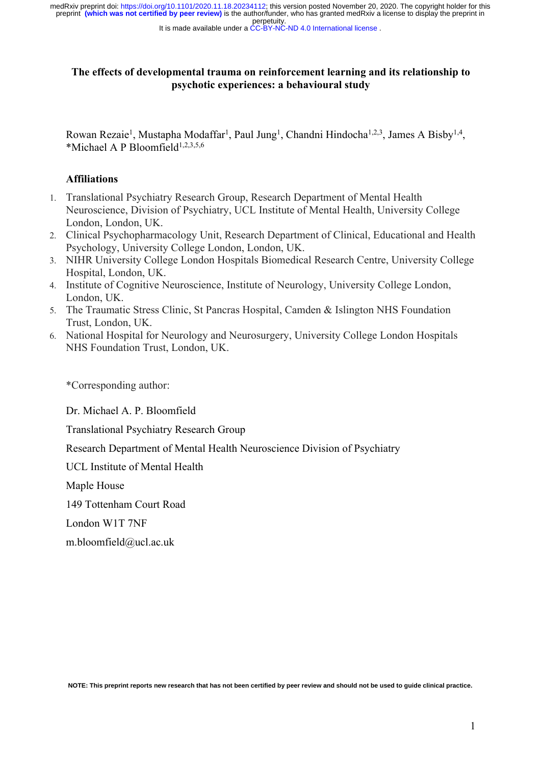# The effects of developmental trauma on reinforcement learning and its relationship to psychotic experiences: a behavioural study

Rowan Rezaie[1], Mustapha Modaffar[1], Paul Jung[1], Chandni Hindocha[1,2,3], James A Bisby[1,4], *Michael A P Bloomfield[1,2,3,5,6]

## Affiliations

1. Translational Psychiatry Research Group, Research Department of Mental Health Neuroscience, Division of Psychiatry, UCL Institute of Mental Health, University College London, London, UK.
2. Clinical Psychopharmacology Unit, Research Department of Clinical, Educational and Health Psychology, University College London, London, UK.
3. NIHR University College London Hospitals Biomedical Research Centre, University College Hospital, London, UK.
4. Institute of Cognitive Neuroscience, Institute of Neurology, University College London, London, UK.
5. The Traumatic Stress Clinic, St Pancras Hospital, Camden & Islington NHS Foundation Trust, London, UK.
6. National Hospital for Neurology and Neurosurgery, University College London Hospitals NHS Foundation Trust, London, UK.

*Corresponding author:

Dr. Michael A. P. Bloomfield

Translational Psychiatry Research Group

Research Department of Mental Health Neuroscience Division of Psychiatry

UCL Institute of Mental Health

Maple House

149 Tottenham Court Road

London W1T 7NF

m.bloomfield@ucl.ac.uk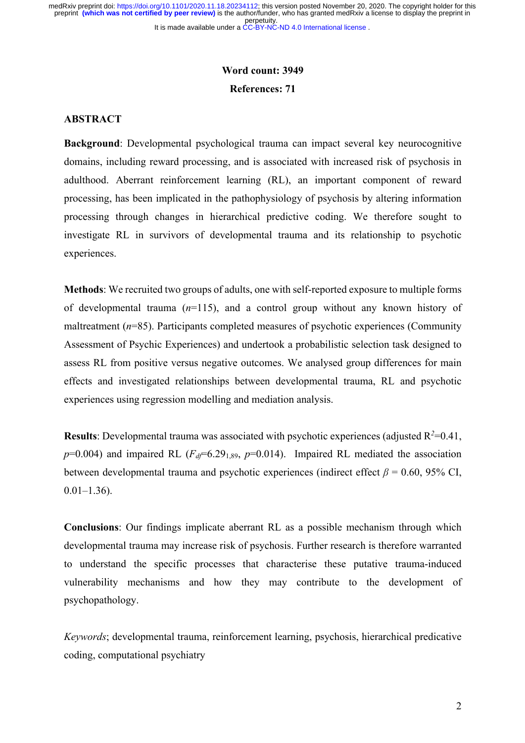**Word count: 3949**

**References: 71**

## ABSTRACT

**Background**: Developmental psychological trauma can impact several key neurocognitive domains, including reward processing, and is associated with increased risk of psychosis in adulthood. Aberrant reinforcement learning (RL), an important component of reward processing, has been implicated in the pathophysiology of psychosis by altering information processing through changes in hierarchical predictive coding. We therefore sought to investigate RL in survivors of developmental trauma and its relationship to psychotic experiences.

**Methods**: We recruited two groups of adults, one with self-reported exposure to multiple forms of developmental trauma ($n$=115), and a control group without any known history of maltreatment ($n$=85). Participants completed measures of psychotic experiences (Community Assessment of Psychic Experiences) and undertook a probabilistic selection task designed to assess RL from positive versus negative outcomes. We analysed group differences for main effects and investigated relationships between developmental trauma, RL and psychotic experiences using regression modelling and mediation analysis.

**Results**: Developmental trauma was associated with psychotic experiences (adjusted $R^2$=0.41, $p$=0.004) and impaired RL ($F_{df}$=6.29$_{1,89}$, $p$=0.014). Impaired RL mediated the association between developmental trauma and psychotic experiences (indirect effect $\beta$ = 0.60, 95% CI, 0.01–1.36).

**Conclusions**: Our findings implicate aberrant RL as a possible mechanism through which developmental trauma may increase risk of psychosis. Further research is therefore warranted to understand the specific processes that characterise these putative trauma-induced vulnerability mechanisms and how they may contribute to the development of psychopathology.

*Keywords*; developmental trauma, reinforcement learning, psychosis, hierarchical predicative coding, computational psychiatry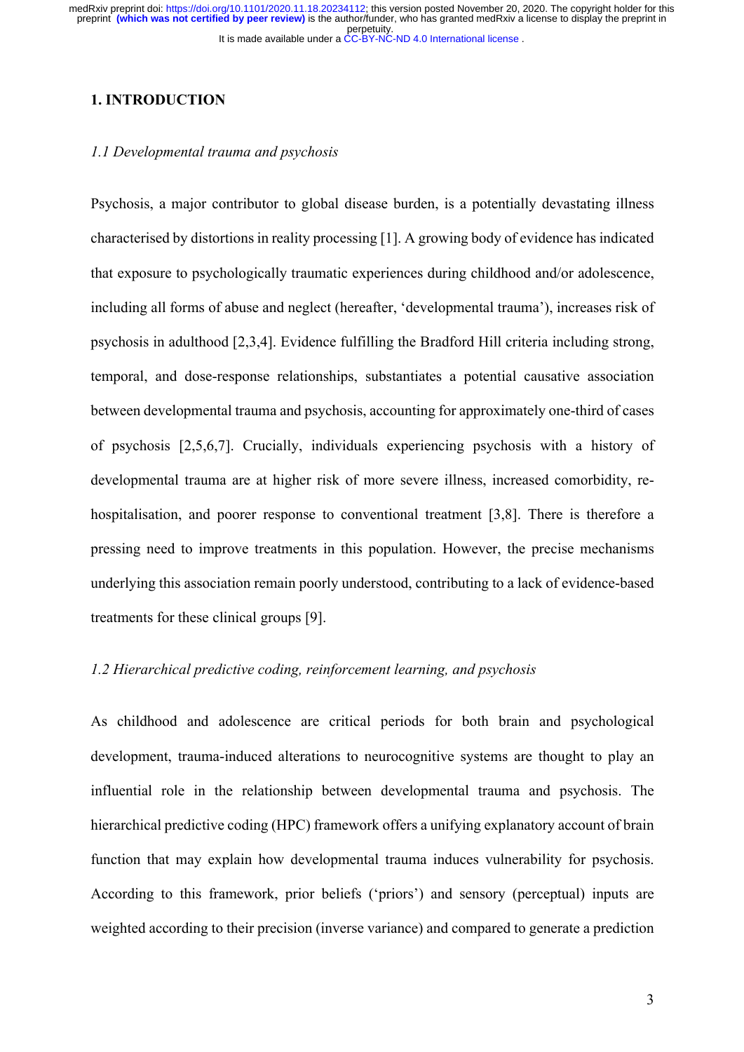## 1. INTRODUCTION

### *1.1 Developmental trauma and psychosis*

Psychosis, a major contributor to global disease burden, is a potentially devastating illness characterised by distortions in reality processing [1]. A growing body of evidence has indicated that exposure to psychologically traumatic experiences during childhood and/or adolescence, including all forms of abuse and neglect (hereafter, 'developmental trauma'), increases risk of psychosis in adulthood [2,3,4]. Evidence fulfilling the Bradford Hill criteria including strong, temporal, and dose-response relationships, substantiates a potential causative association between developmental trauma and psychosis, accounting for approximately one-third of cases of psychosis [2,5,6,7]. Crucially, individuals experiencing psychosis with a history of developmental trauma are at higher risk of more severe illness, increased comorbidity, re-hospitalisation, and poorer response to conventional treatment [3,8]. There is therefore a pressing need to improve treatments in this population. However, the precise mechanisms underlying this association remain poorly understood, contributing to a lack of evidence-based treatments for these clinical groups [9].

### *1.2 Hierarchical predictive coding, reinforcement learning, and psychosis*

As childhood and adolescence are critical periods for both brain and psychological development, trauma-induced alterations to neurocognitive systems are thought to play an influential role in the relationship between developmental trauma and psychosis. The hierarchical predictive coding (HPC) framework offers a unifying explanatory account of brain function that may explain how developmental trauma induces vulnerability for psychosis. According to this framework, prior beliefs ('priors') and sensory (perceptual) inputs are weighted according to their precision (inverse variance) and compared to generate a prediction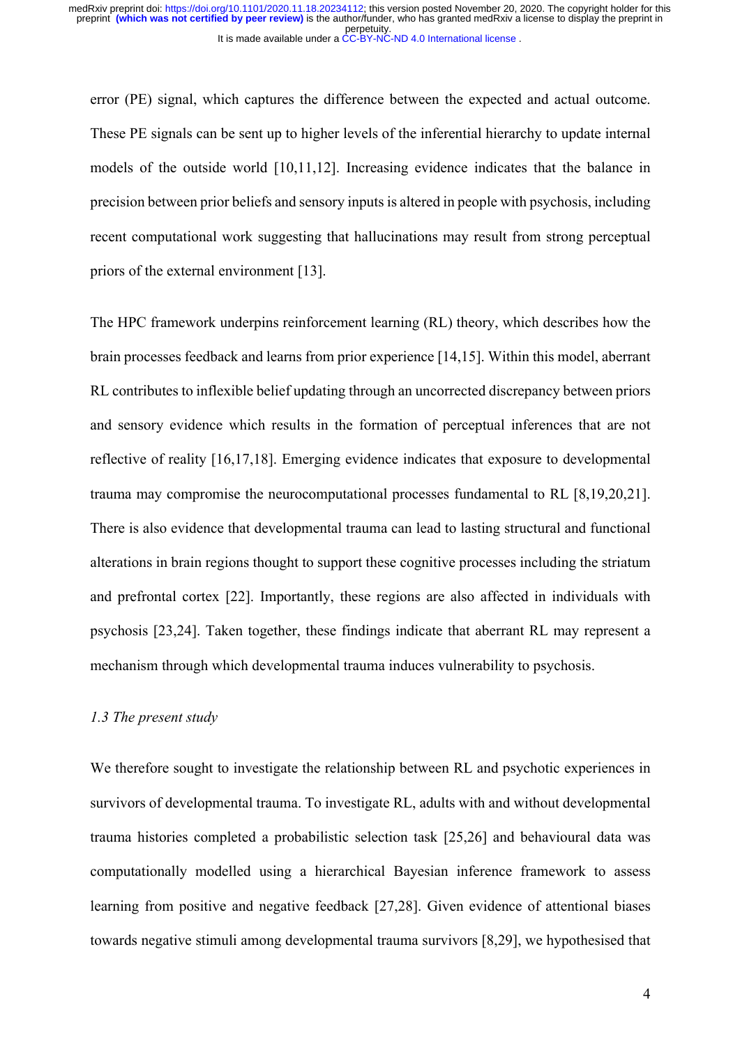error (PE) signal, which captures the difference between the expected and actual outcome. These PE signals can be sent up to higher levels of the inferential hierarchy to update internal models of the outside world [10,11,12]. Increasing evidence indicates that the balance in precision between prior beliefs and sensory inputs is altered in people with psychosis, including recent computational work suggesting that hallucinations may result from strong perceptual priors of the external environment [13].

The HPC framework underpins reinforcement learning (RL) theory, which describes how the brain processes feedback and learns from prior experience [14,15]. Within this model, aberrant RL contributes to inflexible belief updating through an uncorrected discrepancy between priors and sensory evidence which results in the formation of perceptual inferences that are not reflective of reality [16,17,18]. Emerging evidence indicates that exposure to developmental trauma may compromise the neurocomputational processes fundamental to RL [8,19,20,21]. There is also evidence that developmental trauma can lead to lasting structural and functional alterations in brain regions thought to support these cognitive processes including the striatum and prefrontal cortex [22]. Importantly, these regions are also affected in individuals with psychosis [23,24]. Taken together, these findings indicate that aberrant RL may represent a mechanism through which developmental trauma induces vulnerability to psychosis.

### *1.3 The present study*

We therefore sought to investigate the relationship between RL and psychotic experiences in survivors of developmental trauma. To investigate RL, adults with and without developmental trauma histories completed a probabilistic selection task [25,26] and behavioural data was computationally modelled using a hierarchical Bayesian inference framework to assess learning from positive and negative feedback [27,28]. Given evidence of attentional biases towards negative stimuli among developmental trauma survivors [8,29], we hypothesised that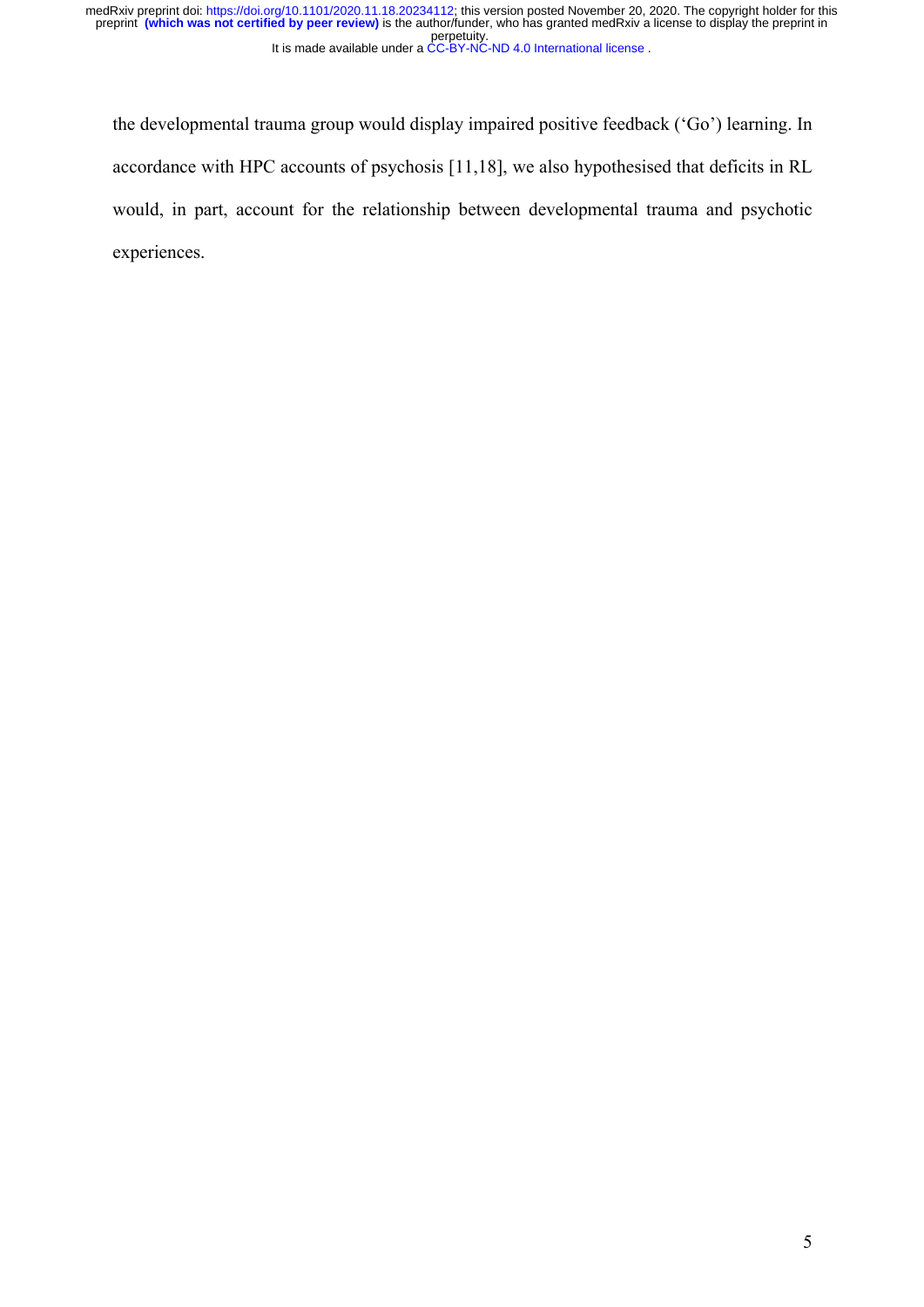the developmental trauma group would display impaired positive feedback ('Go') learning. In accordance with HPC accounts of psychosis [11,18], we also hypothesised that deficits in RL would, in part, account for the relationship between developmental trauma and psychotic experiences.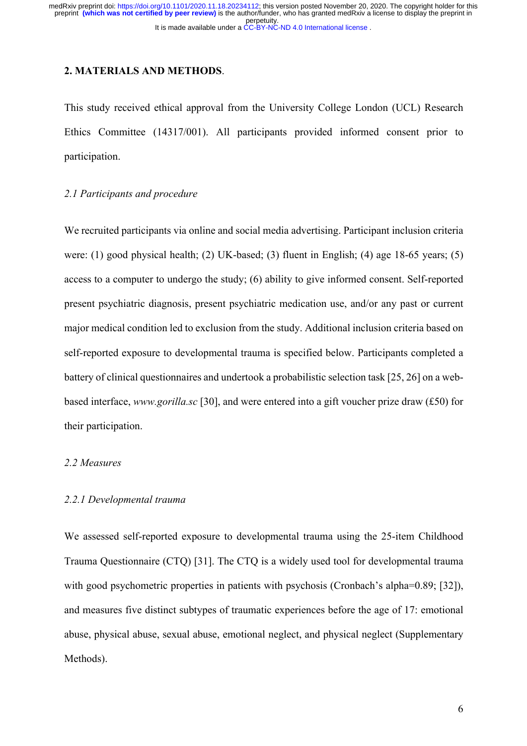## 2. MATERIALS AND METHODS.

This study received ethical approval from the University College London (UCL) Research Ethics Committee (14317/001). All participants provided informed consent prior to participation.

### *2.1 Participants and procedure*

We recruited participants via online and social media advertising. Participant inclusion criteria were: (1) good physical health; (2) UK-based; (3) fluent in English; (4) age 18-65 years; (5) access to a computer to undergo the study; (6) ability to give informed consent. Self-reported present psychiatric diagnosis, present psychiatric medication use, and/or any past or current major medical condition led to exclusion from the study. Additional inclusion criteria based on self-reported exposure to developmental trauma is specified below. Participants completed a battery of clinical questionnaires and undertook a probabilistic selection task [25, 26] on a web-based interface, *www.gorilla.sc* [30], and were entered into a gift voucher prize draw (£50) for their participation.

### *2.2 Measures*

#### *2.2.1 Developmental trauma*

We assessed self-reported exposure to developmental trauma using the 25-item Childhood Trauma Questionnaire (CTQ) [31]. The CTQ is a widely used tool for developmental trauma with good psychometric properties in patients with psychosis (Cronbach's alpha=0.89; [32]), and measures five distinct subtypes of traumatic experiences before the age of 17: emotional abuse, physical abuse, sexual abuse, emotional neglect, and physical neglect (Supplementary Methods).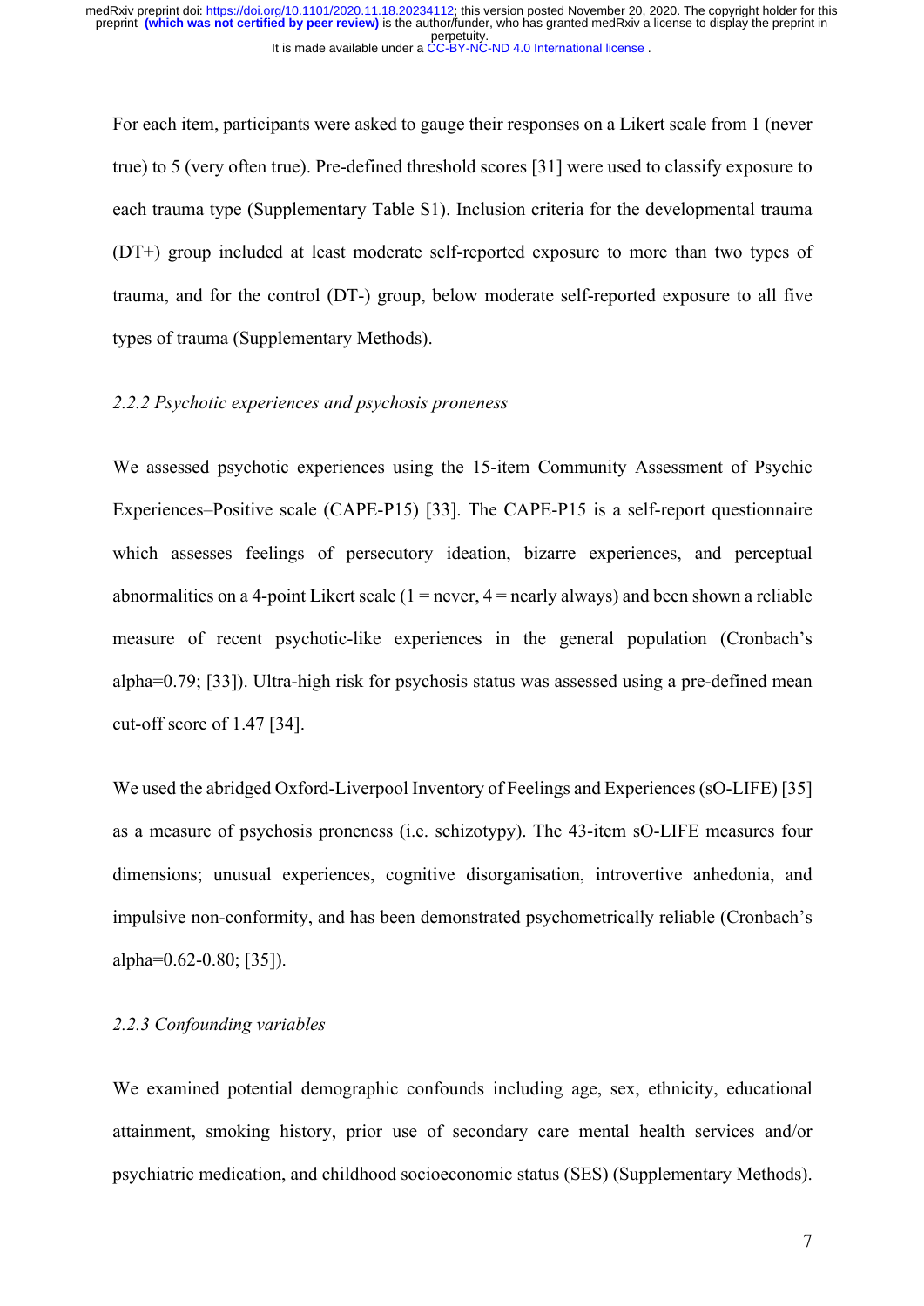For each item, participants were asked to gauge their responses on a Likert scale from 1 (never true) to 5 (very often true). Pre-defined threshold scores [31] were used to classify exposure to each trauma type (Supplementary Table S1). Inclusion criteria for the developmental trauma (DT+) group included at least moderate self-reported exposure to more than two types of trauma, and for the control (DT-) group, below moderate self-reported exposure to all five types of trauma (Supplementary Methods).

### *2.2.2 Psychotic experiences and psychosis proneness*

We assessed psychotic experiences using the 15-item Community Assessment of Psychic Experiences–Positive scale (CAPE-P15) [33]. The CAPE-P15 is a self-report questionnaire which assesses feelings of persecutory ideation, bizarre experiences, and perceptual abnormalities on a 4-point Likert scale (1 = never, 4 = nearly always) and been shown a reliable measure of recent psychotic-like experiences in the general population (Cronbach's alpha=0.79; [33]). Ultra-high risk for psychosis status was assessed using a pre-defined mean cut-off score of 1.47 [34].

We used the abridged Oxford-Liverpool Inventory of Feelings and Experiences (sO-LIFE) [35] as a measure of psychosis proneness (i.e. schizotypy). The 43-item sO-LIFE measures four dimensions; unusual experiences, cognitive disorganisation, introvertive anhedonia, and impulsive non-conformity, and has been demonstrated psychometrically reliable (Cronbach's alpha=0.62-0.80; [35]).

### *2.2.3 Confounding variables*

We examined potential demographic confounds including age, sex, ethnicity, educational attainment, smoking history, prior use of secondary care mental health services and/or psychiatric medication, and childhood socioeconomic status (SES) (Supplementary Methods).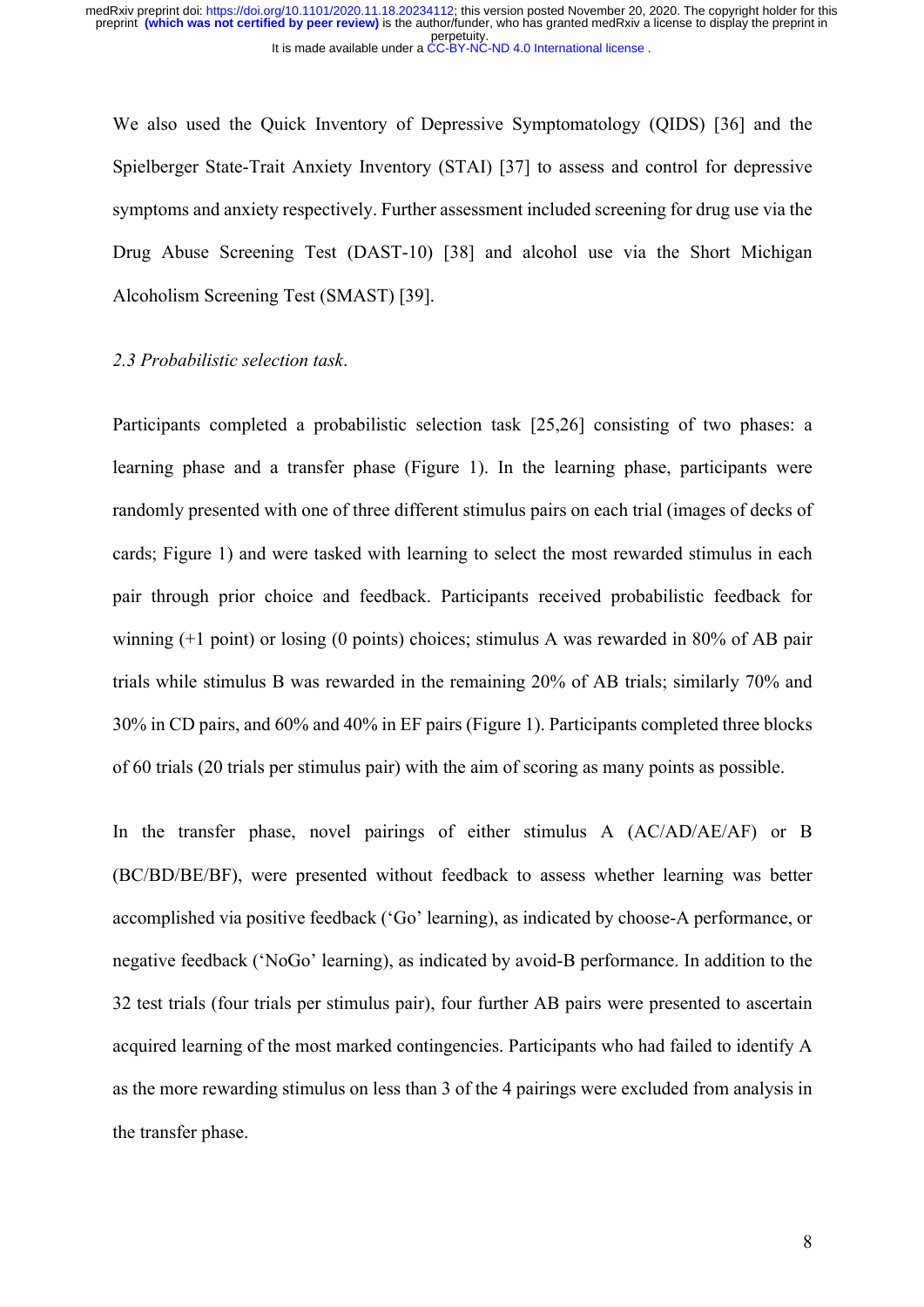We also used the Quick Inventory of Depressive Symptomatology (QIDS) [36] and the Spielberger State-Trait Anxiety Inventory (STAI) [37] to assess and control for depressive symptoms and anxiety respectively. Further assessment included screening for drug use via the Drug Abuse Screening Test (DAST-10) [38] and alcohol use via the Short Michigan Alcoholism Screening Test (SMAST) [39].

*2.3 Probabilistic selection task.*

Participants completed a probabilistic selection task [25,26] consisting of two phases: a learning phase and a transfer phase (Figure 1). In the learning phase, participants were randomly presented with one of three different stimulus pairs on each trial (images of decks of cards; Figure 1) and were tasked with learning to select the most rewarded stimulus in each pair through prior choice and feedback. Participants received probabilistic feedback for winning (+1 point) or losing (0 points) choices; stimulus A was rewarded in 80% of AB pair trials while stimulus B was rewarded in the remaining 20% of AB trials; similarly 70% and 30% in CD pairs, and 60% and 40% in EF pairs (Figure 1). Participants completed three blocks of 60 trials (20 trials per stimulus pair) with the aim of scoring as many points as possible.

In the transfer phase, novel pairings of either stimulus A (AC/AD/AE/AF) or B (BC/BD/BE/BF), were presented without feedback to assess whether learning was better accomplished via positive feedback ('Go' learning), as indicated by choose-A performance, or negative feedback ('NoGo' learning), as indicated by avoid-B performance. In addition to the 32 test trials (four trials per stimulus pair), four further AB pairs were presented to ascertain acquired learning of the most marked contingencies. Participants who had failed to identify A as the more rewarding stimulus on less than 3 of the 4 pairings were excluded from analysis in the transfer phase.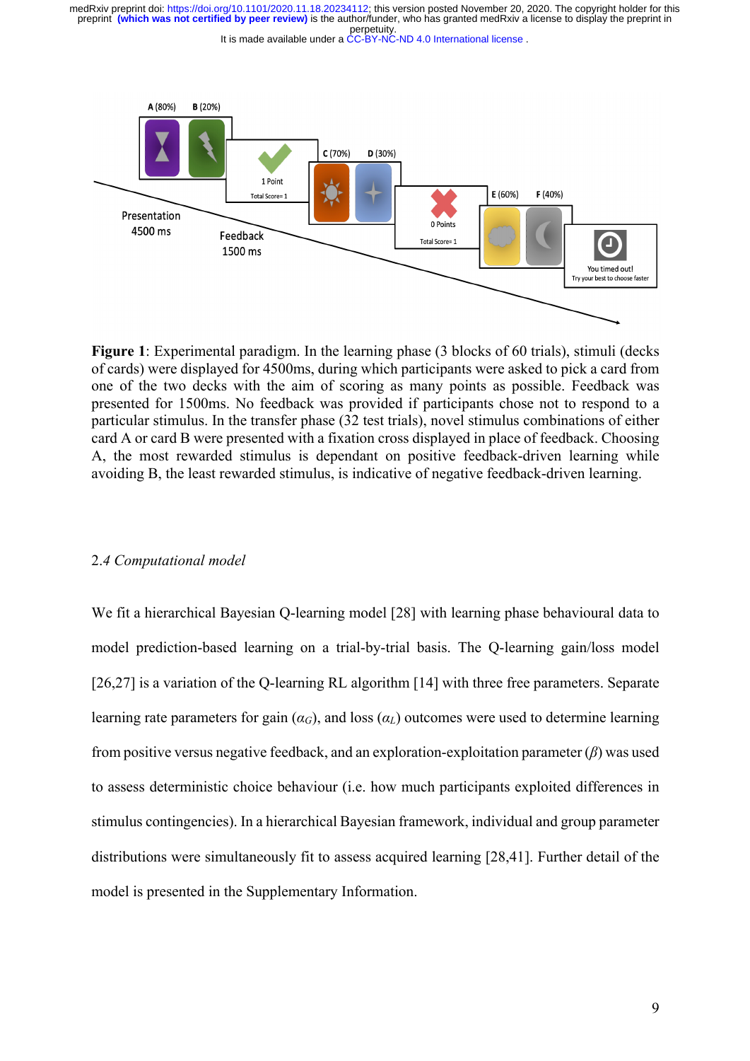**Figure 1**: Experimental paradigm. In the learning phase (3 blocks of 60 trials), stimuli (decks of cards) were displayed for 4500ms, during which participants were asked to pick a card from one of the two decks with the aim of scoring as many points as possible. Feedback was presented for 1500ms. No feedback was provided if participants chose not to respond to a particular stimulus. In the transfer phase (32 test trials), novel stimulus combinations of either card A or card B were presented with a fixation cross displayed in place of feedback. Choosing A, the most rewarded stimulus is dependant on positive feedback-driven learning while avoiding B, the least rewarded stimulus, is indicative of negative feedback-driven learning.

### 2.4 *Computational model*

We fit a hierarchical Bayesian Q-learning model [28] with learning phase behavioural data to model prediction-based learning on a trial-by-trial basis. The Q-learning gain/loss model [26,27] is a variation of the Q-learning RL algorithm [14] with three free parameters. Separate learning rate parameters for gain ($\alpha_G$), and loss ($\alpha_L$) outcomes were used to determine learning from positive versus negative feedback, and an exploration-exploitation parameter ($\beta$) was used to assess deterministic choice behaviour (i.e. how much participants exploited differences in stimulus contingencies). In a hierarchical Bayesian framework, individual and group parameter distributions were simultaneously fit to assess acquired learning [28,41]. Further detail of the model is presented in the Supplementary Information.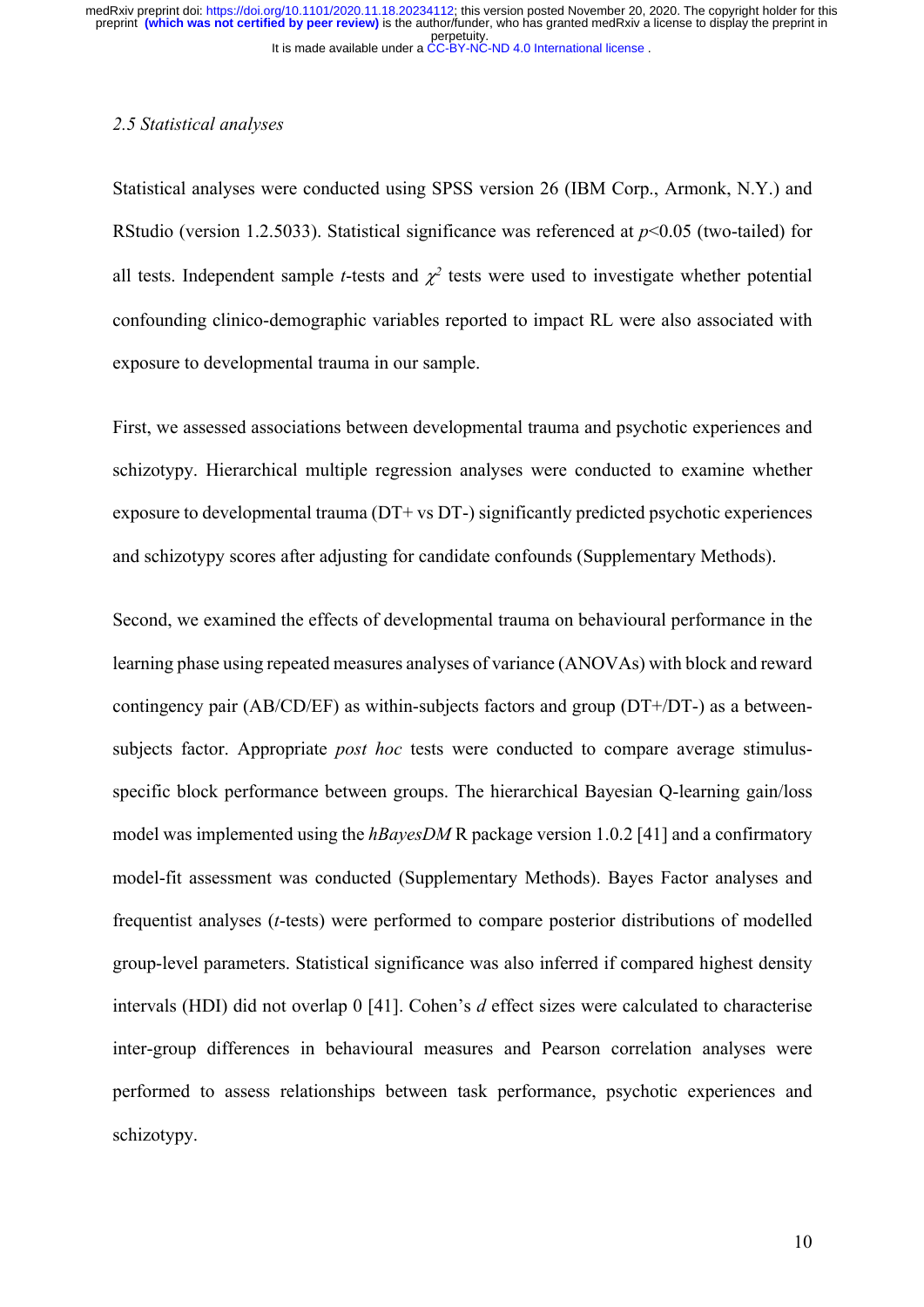### *2.5 Statistical analyses*

Statistical analyses were conducted using SPSS version 26 (IBM Corp., Armonk, N.Y.) and RStudio (version 1.2.5033). Statistical significance was referenced at $p<0.05$ (two-tailed) for all tests. Independent sample *t*-tests and $\chi^2$ tests were used to investigate whether potential confounding clinico-demographic variables reported to impact RL were also associated with exposure to developmental trauma in our sample.

First, we assessed associations between developmental trauma and psychotic experiences and schizotypy. Hierarchical multiple regression analyses were conducted to examine whether exposure to developmental trauma (DT+ vs DT-) significantly predicted psychotic experiences and schizotypy scores after adjusting for candidate confounds (Supplementary Methods).

Second, we examined the effects of developmental trauma on behavioural performance in the learning phase using repeated measures analyses of variance (ANOVAs) with block and reward contingency pair (AB/CD/EF) as within-subjects factors and group (DT+/DT-) as a between-subjects factor. Appropriate *post hoc* tests were conducted to compare average stimulus-specific block performance between groups. The hierarchical Bayesian Q-learning gain/loss model was implemented using the *hBayesDM* R package version 1.0.2 [41] and a confirmatory model-fit assessment was conducted (Supplementary Methods). Bayes Factor analyses and frequentist analyses (*t*-tests) were performed to compare posterior distributions of modelled group-level parameters. Statistical significance was also inferred if compared highest density intervals (HDI) did not overlap 0 [41]. Cohen's *d* effect sizes were calculated to characterise inter-group differences in behavioural measures and Pearson correlation analyses were performed to assess relationships between task performance, psychotic experiences and schizotypy.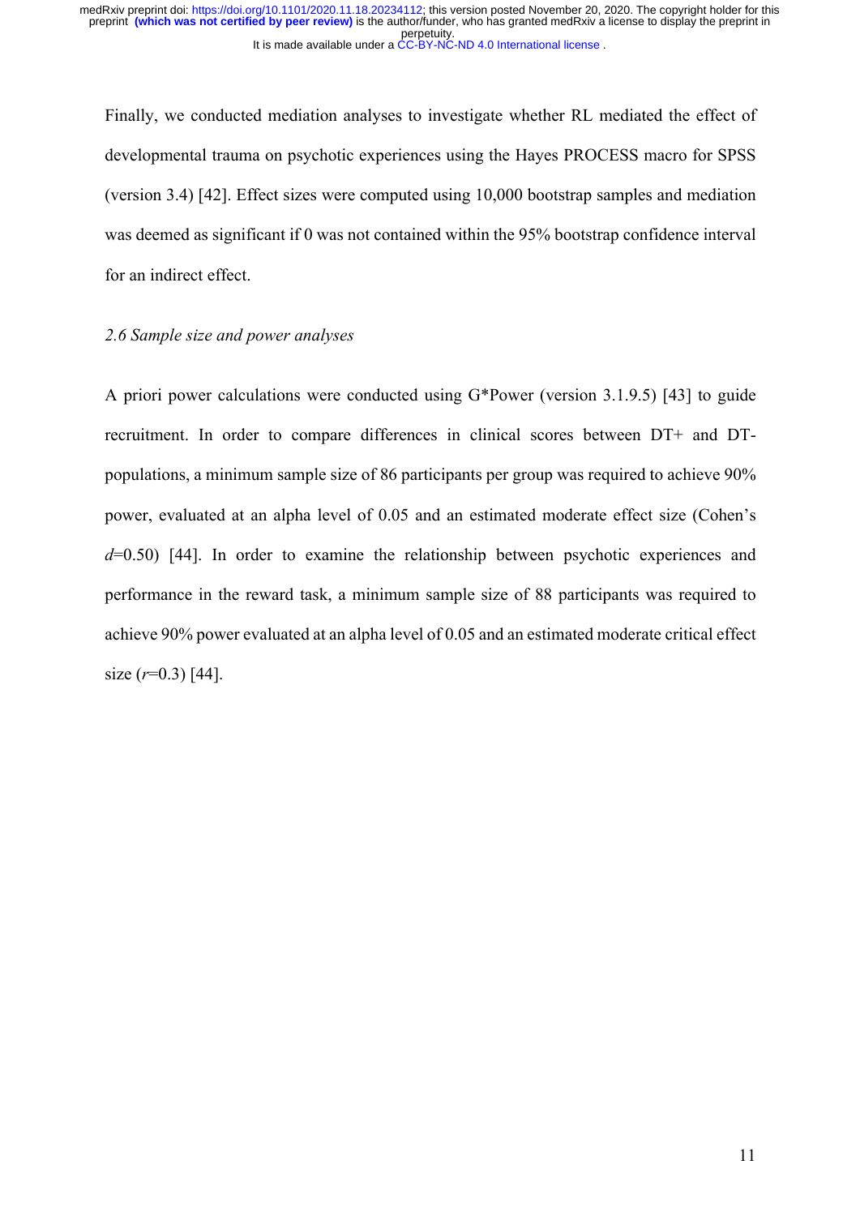Finally, we conducted mediation analyses to investigate whether RL mediated the effect of developmental trauma on psychotic experiences using the Hayes PROCESS macro for SPSS (version 3.4) [42]. Effect sizes were computed using 10,000 bootstrap samples and mediation was deemed as significant if 0 was not contained within the 95% bootstrap confidence interval for an indirect effect.

### *2.6 Sample size and power analyses*

A priori power calculations were conducted using G*Power (version 3.1.9.5) [43] to guide recruitment. In order to compare differences in clinical scores between DT+ and DT- populations, a minimum sample size of 86 participants per group was required to achieve 90% power, evaluated at an alpha level of 0.05 and an estimated moderate effect size (Cohen's $d$=0.50) [44]. In order to examine the relationship between psychotic experiences and performance in the reward task, a minimum sample size of 88 participants was required to achieve 90% power evaluated at an alpha level of 0.05 and an estimated moderate critical effect size ($r$=0.3) [44].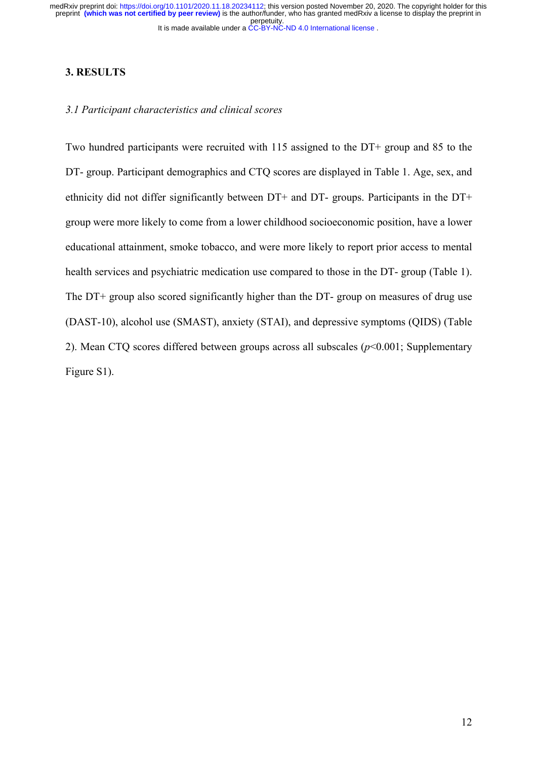## 3. RESULTS

### *3.1 Participant characteristics and clinical scores*

Two hundred participants were recruited with 115 assigned to the DT+ group and 85 to the DT- group. Participant demographics and CTQ scores are displayed in Table 1. Age, sex, and ethnicity did not differ significantly between DT+ and DT- groups. Participants in the DT+ group were more likely to come from a lower childhood socioeconomic position, have a lower educational attainment, smoke tobacco, and were more likely to report prior access to mental health services and psychiatric medication use compared to those in the DT- group (Table 1). The DT+ group also scored significantly higher than the DT- group on measures of drug use (DAST-10), alcohol use (SMAST), anxiety (STAI), and depressive symptoms (QIDS) (Table 2). Mean CTQ scores differed between groups across all subscales ($p$<0.001; Supplementary Figure S1).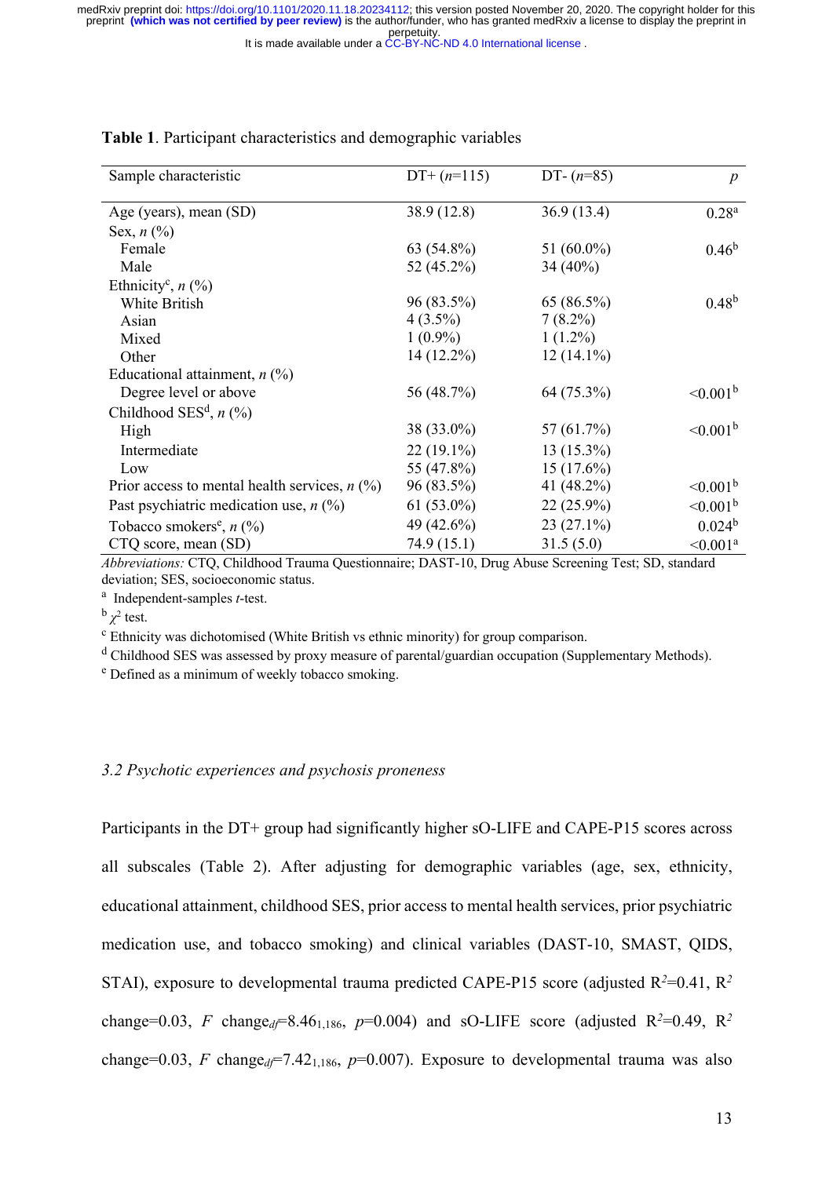**Table 1**. Participant characteristics and demographic variables

| Sample characteristic | DT+ (*n*=115) | DT- (*n*=85) | *p* |
|---|---|---|---|
| Age (years), mean (SD) | 38.9 (12.8) | 36.9 (13.4) | 0.28[a] |
| Sex, *n* (%) | | | |
| Female | 63 (54.8%) | 51 (60.0%) | 0.46[b] |
| Male | 52 (45.2%) | 34 (40%) | |
| Ethnicity[c], *n* (%) | | | |
| White British | 96 (83.5%) | 65 (86.5%) | 0.48[b] |
| Asian | 4 (3.5%) | 7 (8.2%) | |
| Mixed | 1 (0.9%) | 1 (1.2%) | |
| Other | 14 (12.2%) | 12 (14.1%) | |
| Educational attainment, *n* (%) | | | |
| Degree level or above | 56 (48.7%) | 64 (75.3%) | <0.001[b] |
| Childhood SES[d], *n* (%) | | | |
| High | 38 (33.0%) | 57 (61.7%) | <0.001[b] |
| Intermediate | 22 (19.1%) | 13 (15.3%) | |
| Low | 55 (47.8%) | 15 (17.6%) | |
| Prior access to mental health services, *n* (%) | 96 (83.5%) | 41 (48.2%) | <0.001[b] |
| Past psychiatric medication use, *n* (%) | 61 (53.0%) | 22 (25.9%) | <0.001[b] |
| Tobacco smokers[e], *n* (%) | 49 (42.6%) | 23 (27.1%) | 0.024[b] |
| CTQ score, mean (SD) | 74.9 (15.1) | 31.5 (5.0) | <0.001[a] |

*Abbreviations:* CTQ, Childhood Trauma Questionnaire; DAST-10, Drug Abuse Screening Test; SD, standard deviation; SES, socioeconomic status.

[a] Independent-samples *t*-test.

[b] $\chi^2$ test.

[c] Ethnicity was dichotomised (White British vs ethnic minority) for group comparison.

[d] Childhood SES was assessed by proxy measure of parental/guardian occupation (Supplementary Methods).

[e] Defined as a minimum of weekly tobacco smoking.

### *3.2 Psychotic experiences and psychosis proneness*

Participants in the DT+ group had significantly higher sO-LIFE and CAPE-P15 scores across all subscales (Table 2). After adjusting for demographic variables (age, sex, ethnicity, educational attainment, childhood SES, prior access to mental health services, prior psychiatric medication use, and tobacco smoking) and clinical variables (DAST-10, SMAST, QIDS, STAI), exposure to developmental trauma predicted CAPE-P15 score (adjusted $R^2$=0.41, $R^2$ change=0.03, $F$ change$_{df}$=8.46$_{1,186}$, $p$=0.004) and sO-LIFE score (adjusted $R^2$=0.49, $R^2$ change=0.03, $F$ change$_{df}$=7.42$_{1,186}$, $p$=0.007). Exposure to developmental trauma was also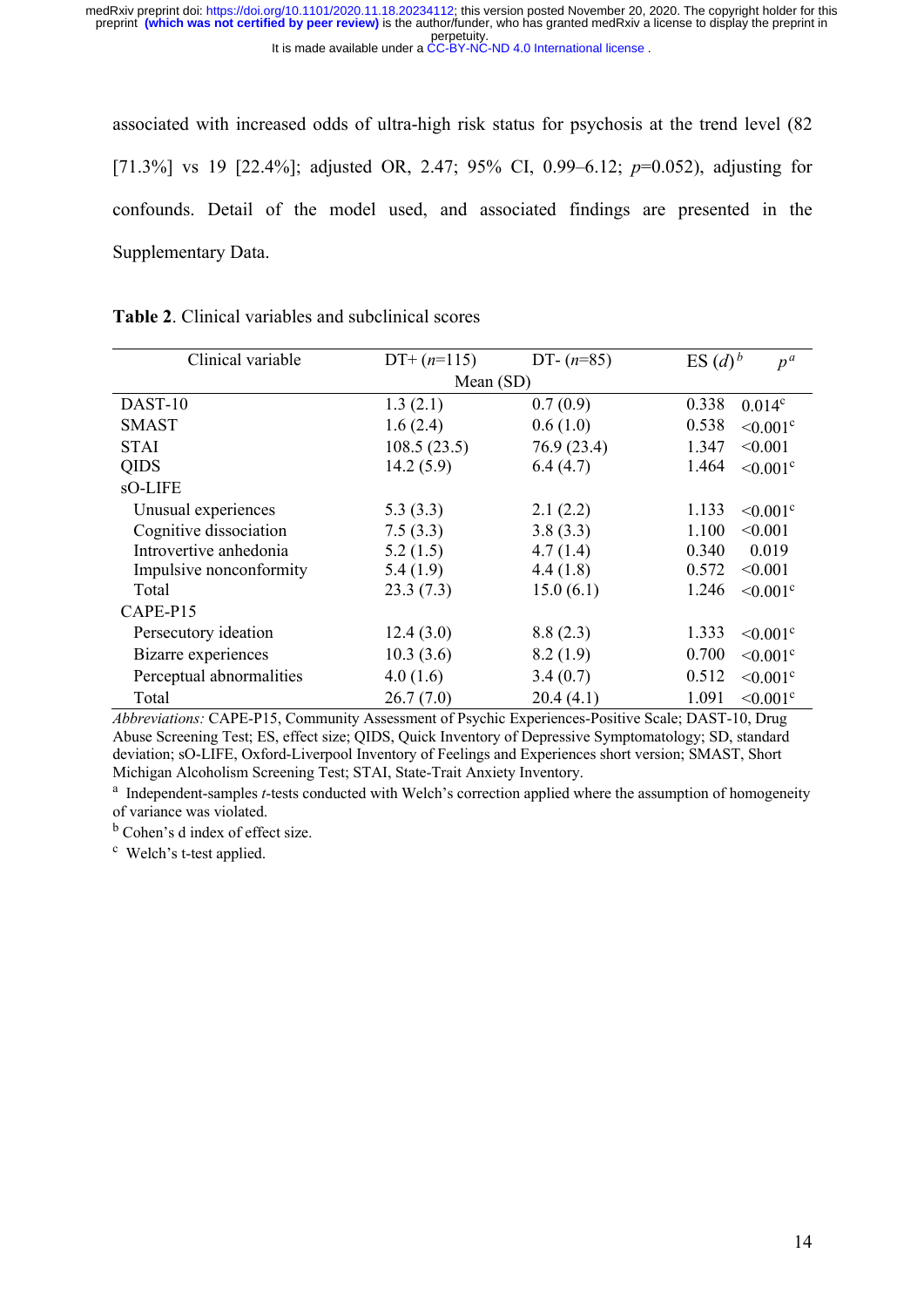associated with increased odds of ultra-high risk status for psychosis at the trend level (82 [71.3%] vs 19 [22.4%]; adjusted OR, 2.47; 95% CI, 0.99–6.12; $p$=0.052), adjusting for confounds. Detail of the model used, and associated findings are presented in the Supplementary Data.

**Table 2**. Clinical variables and subclinical scores

| Clinical variable | DT+ ($n$=115) | DT- ($n$=85) | ES ($d$)[b] | $p$[a] |
|---|---|---|---|---|
| | Mean (SD) | | | |
| DAST-10 | 1.3 (2.1) | 0.7 (0.9) | 0.338 | 0.014[c] |
| SMAST | 1.6 (2.4) | 0.6 (1.0) | 0.538 | <0.001[c] |
| STAI | 108.5 (23.5) | 76.9 (23.4) | 1.347 | <0.001 |
| QIDS | 14.2 (5.9) | 6.4 (4.7) | 1.464 | <0.001[c] |
| sO-LIFE | | | | |
| Unusual experiences | 5.3 (3.3) | 2.1 (2.2) | 1.133 | <0.001[c] |
| Cognitive dissociation | 7.5 (3.3) | 3.8 (3.3) | 1.100 | <0.001 |
| Introvertive anhedonia | 5.2 (1.5) | 4.7 (1.4) | 0.340 | 0.019 |
| Impulsive nonconformity | 5.4 (1.9) | 4.4 (1.8) | 0.572 | <0.001 |
| Total | 23.3 (7.3) | 15.0 (6.1) | 1.246 | <0.001[c] |
| CAPE-P15 | | | | |
| Persecutory ideation | 12.4 (3.0) | 8.8 (2.3) | 1.333 | <0.001[c] |
| Bizarre experiences | 10.3 (3.6) | 8.2 (1.9) | 0.700 | <0.001[c] |
| Perceptual abnormalities | 4.0 (1.6) | 3.4 (0.7) | 0.512 | <0.001[c] |
| Total | 26.7 (7.0) | 20.4 (4.1) | 1.091 | <0.001[c] |

*Abbreviations:* CAPE-P15, Community Assessment of Psychic Experiences-Positive Scale; DAST-10, Drug Abuse Screening Test; ES, effect size; QIDS, Quick Inventory of Depressive Symptomatology; SD, standard deviation; sO-LIFE, Oxford-Liverpool Inventory of Feelings and Experiences short version; SMAST, Short Michigan Alcoholism Screening Test; STAI, State-Trait Anxiety Inventory.

[a] Independent-samples $t$-tests conducted with Welch's correction applied where the assumption of homogeneity of variance was violated.

[b] Cohen's d index of effect size.

[c] Welch's t-test applied.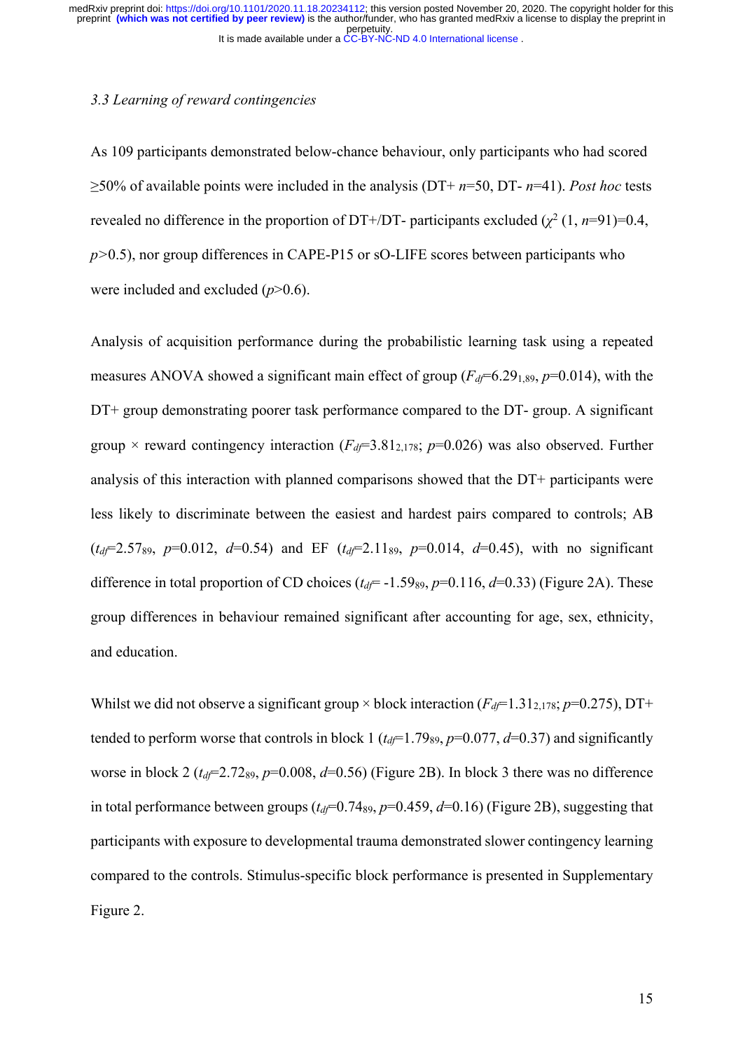*3.3 Learning of reward contingencies*

As 109 participants demonstrated below-chance behaviour, only participants who had scored ≥50% of available points were included in the analysis (DT+ $n$=50, DT- $n$=41). *Post hoc* tests revealed no difference in the proportion of DT+/DT- participants excluded ($\chi^2$ (1, $n$=91)=0.4, $p$>0.5), nor group differences in CAPE-P15 or sO-LIFE scores between participants who were included and excluded ($p$>0.6).

Analysis of acquisition performance during the probabilistic learning task using a repeated measures ANOVA showed a significant main effect of group ($F_{df}$=6.29$_{1,89}$, $p$=0.014), with the DT+ group demonstrating poorer task performance compared to the DT- group. A significant group × reward contingency interaction ($F_{df}$=3.81$_{2,178}$; $p$=0.026) was also observed. Further analysis of this interaction with planned comparisons showed that the DT+ participants were less likely to discriminate between the easiest and hardest pairs compared to controls; AB ($t_{df}$=2.57$_{89}$, $p$=0.012, $d$=0.54) and EF ($t_{df}$=2.11$_{89}$, $p$=0.014, $d$=0.45), with no significant difference in total proportion of CD choices ($t_{df}$= -1.59$_{89}$, $p$=0.116, $d$=0.33) (Figure 2A). These group differences in behaviour remained significant after accounting for age, sex, ethnicity, and education.

Whilst we did not observe a significant group × block interaction ($F_{df}$=1.31$_{2,178}$; $p$=0.275), DT+ tended to perform worse that controls in block 1 ($t_{df}$=1.79$_{89}$, $p$=0.077, $d$=0.37) and significantly worse in block 2 ($t_{df}$=2.72$_{89}$, $p$=0.008, $d$=0.56) (Figure 2B). In block 3 there was no difference in total performance between groups ($t_{df}$=0.74$_{89}$, $p$=0.459, $d$=0.16) (Figure 2B), suggesting that participants with exposure to developmental trauma demonstrated slower contingency learning compared to the controls. Stimulus-specific block performance is presented in Supplementary Figure 2.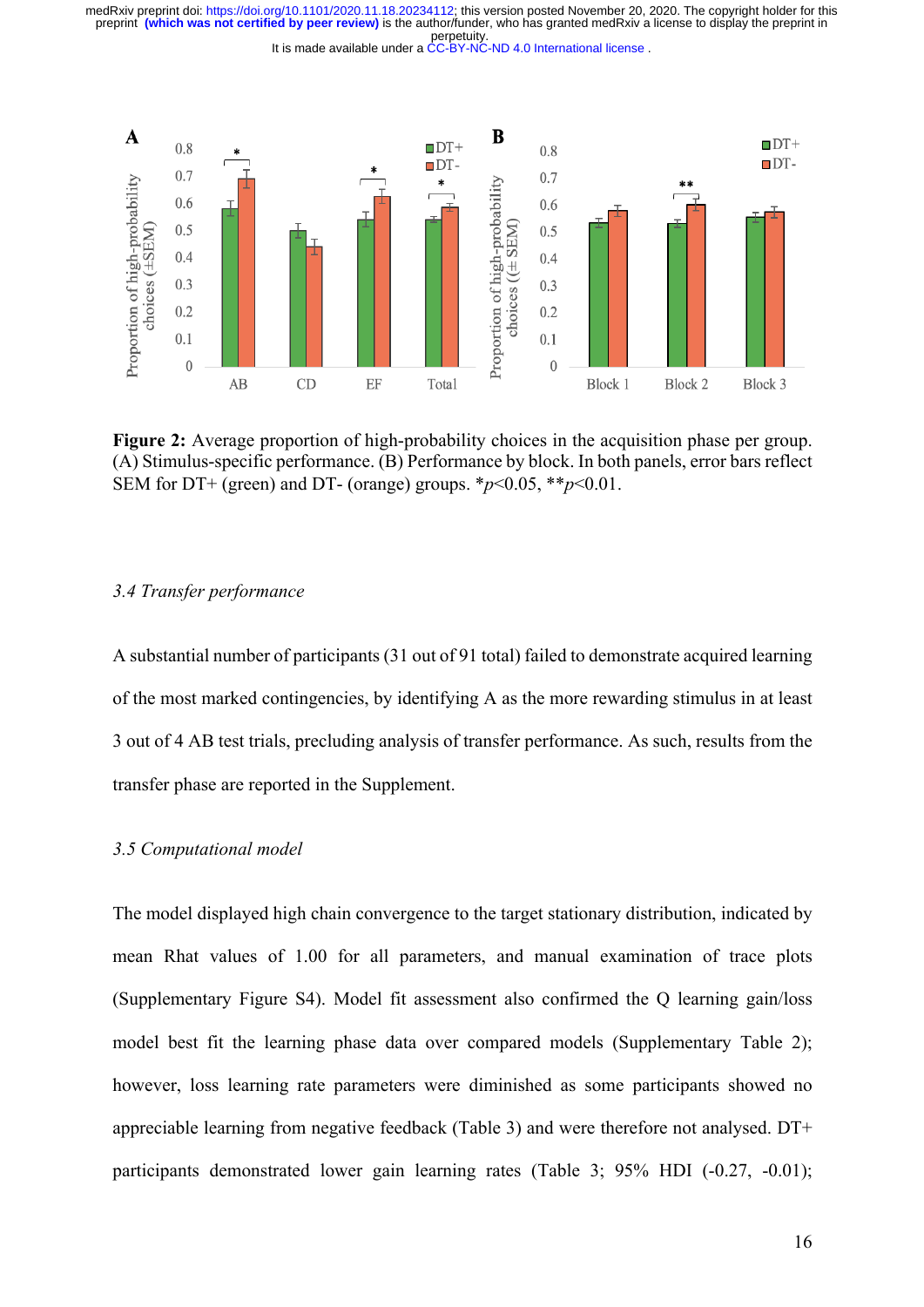**Figure 2:** Average proportion of high-probability choices in the acquisition phase per group. (A) Stimulus-specific performance. (B) Performance by block. In both panels, error bars reflect SEM for DT+ (green) and DT- (orange) groups. \*$p<0.05$, \*\*$p<0.01$.

### *3.4 Transfer performance*

A substantial number of participants (31 out of 91 total) failed to demonstrate acquired learning of the most marked contingencies, by identifying A as the more rewarding stimulus in at least 3 out of 4 AB test trials, precluding analysis of transfer performance. As such, results from the transfer phase are reported in the Supplement.

### *3.5 Computational model*

The model displayed high chain convergence to the target stationary distribution, indicated by mean Rhat values of 1.00 for all parameters, and manual examination of trace plots (Supplementary Figure S4). Model fit assessment also confirmed the Q learning gain/loss model best fit the learning phase data over compared models (Supplementary Table 2); however, loss learning rate parameters were diminished as some participants showed no appreciable learning from negative feedback (Table 3) and were therefore not analysed. DT+ participants demonstrated lower gain learning rates (Table 3; 95% HDI (-0.27, -0.01);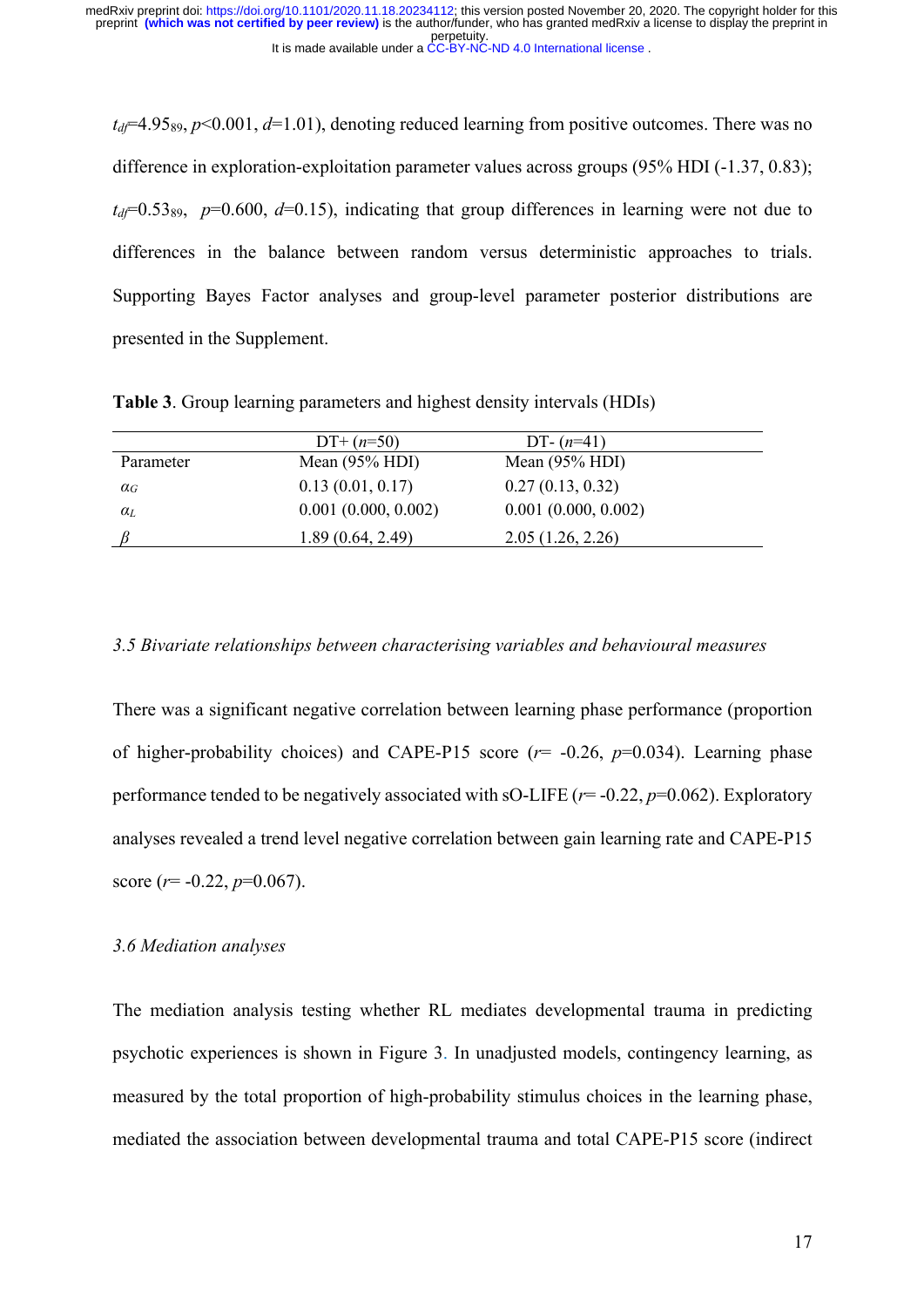$t_{df}$=4.95$_{89}$, $p$<0.001, $d$=1.01), denoting reduced learning from positive outcomes. There was no difference in exploration-exploitation parameter values across groups (95% HDI (-1.37, 0.83); $t_{df}$=0.53$_{89}$, $p$=0.600, $d$=0.15), indicating that group differences in learning were not due to differences in the balance between random versus deterministic approaches to trials. Supporting Bayes Factor analyses and group-level parameter posterior distributions are presented in the Supplement.

**Table 3**. Group learning parameters and highest density intervals (HDIs)

| | DT+ ($n$=50) | DT- ($n$=41) |
|---|---|---|
| Parameter | Mean (95% HDI) | Mean (95% HDI) |
| $\alpha_G$ | 0.13 (0.01, 0.17) | 0.27 (0.13, 0.32) |
| $\alpha_L$ | 0.001 (0.000, 0.002) | 0.001 (0.000, 0.002) |
| $\beta$ | 1.89 (0.64, 2.49) | 2.05 (1.26, 2.26) |

*3.5 Bivariate relationships between characterising variables and behavioural measures*

There was a significant negative correlation between learning phase performance (proportion of higher-probability choices) and CAPE-P15 score ($r$= -0.26, $p$=0.034). Learning phase performance tended to be negatively associated with sO-LIFE ($r$= -0.22, $p$=0.062). Exploratory analyses revealed a trend level negative correlation between gain learning rate and CAPE-P15 score ($r$= -0.22, $p$=0.067).

*3.6 Mediation analyses*

The mediation analysis testing whether RL mediates developmental trauma in predicting psychotic experiences is shown in Figure 3. In unadjusted models, contingency learning, as measured by the total proportion of high-probability stimulus choices in the learning phase, mediated the association between developmental trauma and total CAPE-P15 score (indirect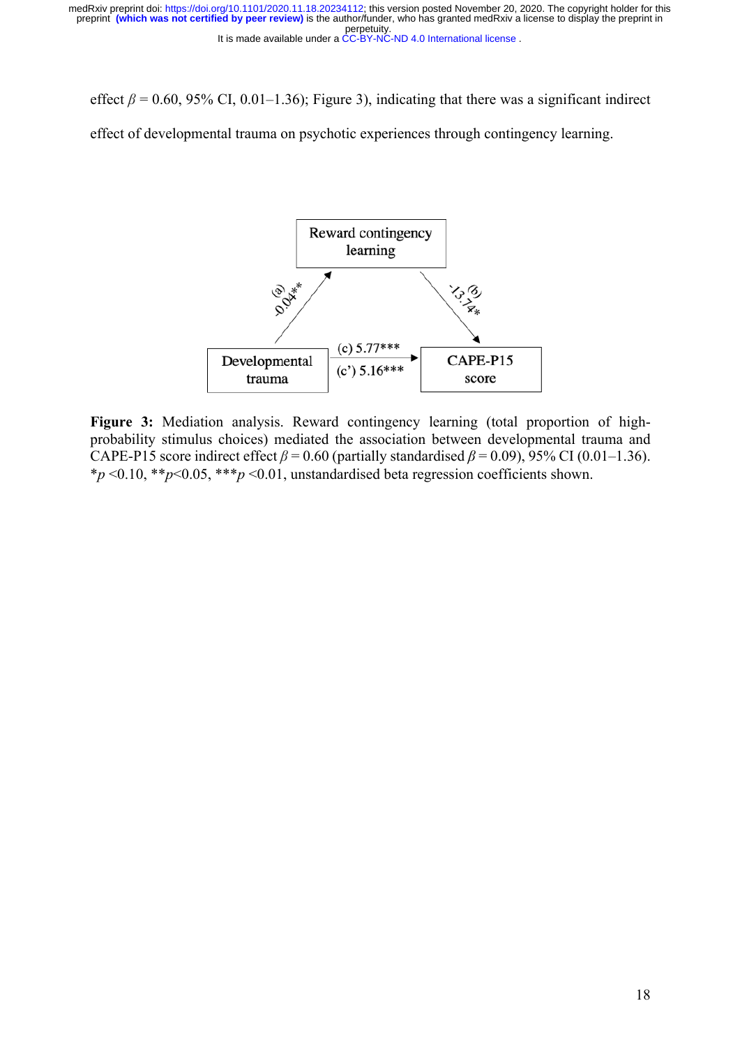effect $\beta$ = 0.60, 95% CI, 0.01–1.36); Figure 3), indicating that there was a significant indirect effect of developmental trauma on psychotic experiences through contingency learning.

**Figure 3:** Mediation analysis. Reward contingency learning (total proportion of high-probability stimulus choices) mediated the association between developmental trauma and CAPE-P15 score indirect effect $\beta$ = 0.60 (partially standardised $\beta$ = 0.09), 95% CI (0.01–1.36). \*$p$ <0.10, \*\*$p$<0.05, \*\*\*$p$ <0.01, unstandardised beta regression coefficients shown.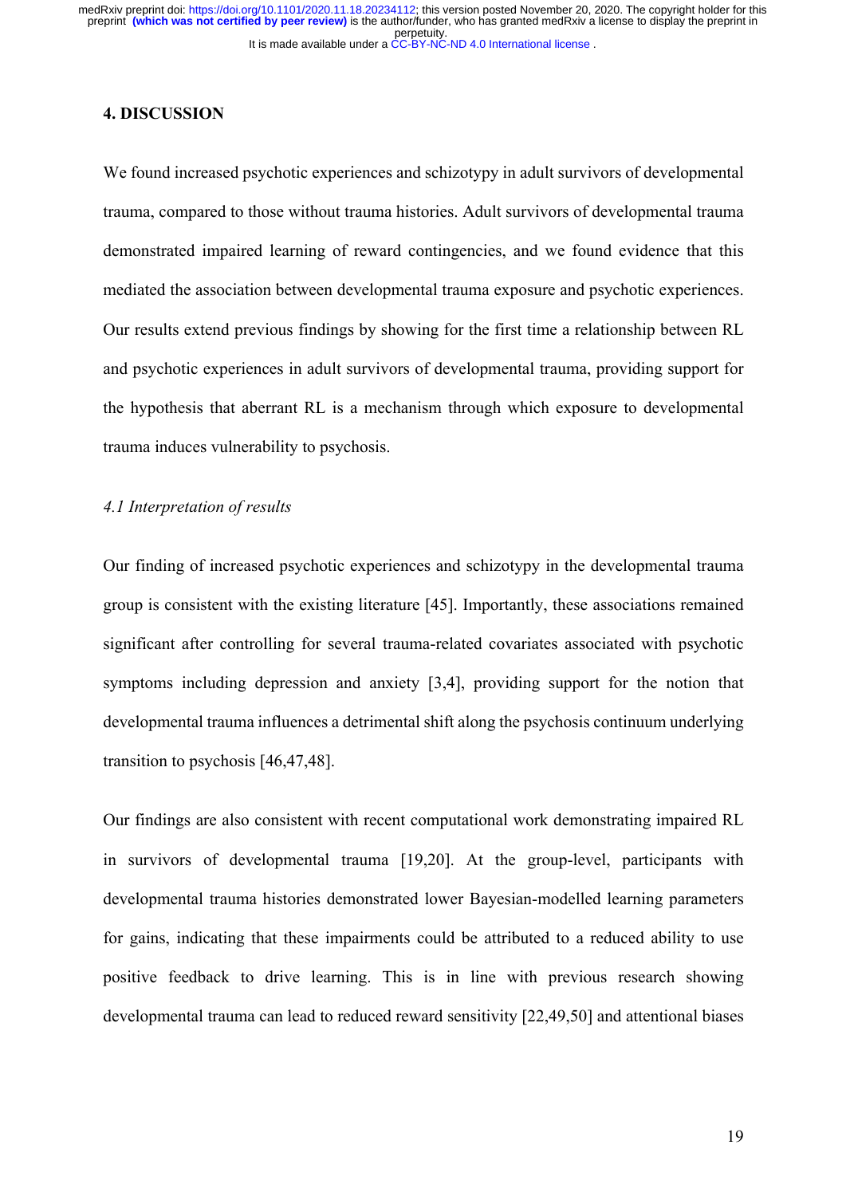## 4. DISCUSSION

We found increased psychotic experiences and schizotypy in adult survivors of developmental trauma, compared to those without trauma histories. Adult survivors of developmental trauma demonstrated impaired learning of reward contingencies, and we found evidence that this mediated the association between developmental trauma exposure and psychotic experiences. Our results extend previous findings by showing for the first time a relationship between RL and psychotic experiences in adult survivors of developmental trauma, providing support for the hypothesis that aberrant RL is a mechanism through which exposure to developmental trauma induces vulnerability to psychosis.

### *4.1 Interpretation of results*

Our finding of increased psychotic experiences and schizotypy in the developmental trauma group is consistent with the existing literature [45]. Importantly, these associations remained significant after controlling for several trauma-related covariates associated with psychotic symptoms including depression and anxiety [3,4], providing support for the notion that developmental trauma influences a detrimental shift along the psychosis continuum underlying transition to psychosis [46,47,48].

Our findings are also consistent with recent computational work demonstrating impaired RL in survivors of developmental trauma [19,20]. At the group-level, participants with developmental trauma histories demonstrated lower Bayesian-modelled learning parameters for gains, indicating that these impairments could be attributed to a reduced ability to use positive feedback to drive learning. This is in line with previous research showing developmental trauma can lead to reduced reward sensitivity [22,49,50] and attentional biases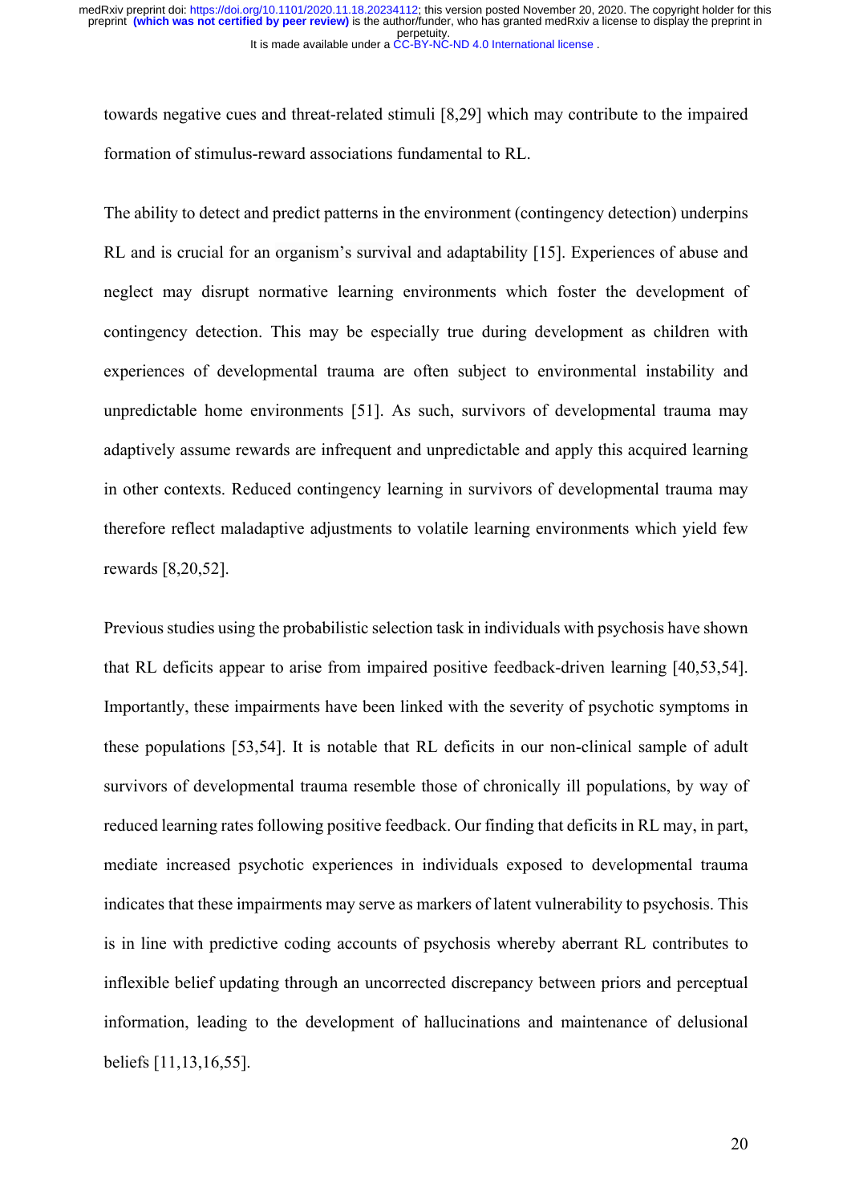towards negative cues and threat-related stimuli [8,29] which may contribute to the impaired formation of stimulus-reward associations fundamental to RL.

The ability to detect and predict patterns in the environment (contingency detection) underpins RL and is crucial for an organism's survival and adaptability [15]. Experiences of abuse and neglect may disrupt normative learning environments which foster the development of contingency detection. This may be especially true during development as children with experiences of developmental trauma are often subject to environmental instability and unpredictable home environments [51]. As such, survivors of developmental trauma may adaptively assume rewards are infrequent and unpredictable and apply this acquired learning in other contexts. Reduced contingency learning in survivors of developmental trauma may therefore reflect maladaptive adjustments to volatile learning environments which yield few rewards [8,20,52].

Previous studies using the probabilistic selection task in individuals with psychosis have shown that RL deficits appear to arise from impaired positive feedback-driven learning [40,53,54]. Importantly, these impairments have been linked with the severity of psychotic symptoms in these populations [53,54]. It is notable that RL deficits in our non-clinical sample of adult survivors of developmental trauma resemble those of chronically ill populations, by way of reduced learning rates following positive feedback. Our finding that deficits in RL may, in part, mediate increased psychotic experiences in individuals exposed to developmental trauma indicates that these impairments may serve as markers of latent vulnerability to psychosis. This is in line with predictive coding accounts of psychosis whereby aberrant RL contributes to inflexible belief updating through an uncorrected discrepancy between priors and perceptual information, leading to the development of hallucinations and maintenance of delusional beliefs [11,13,16,55].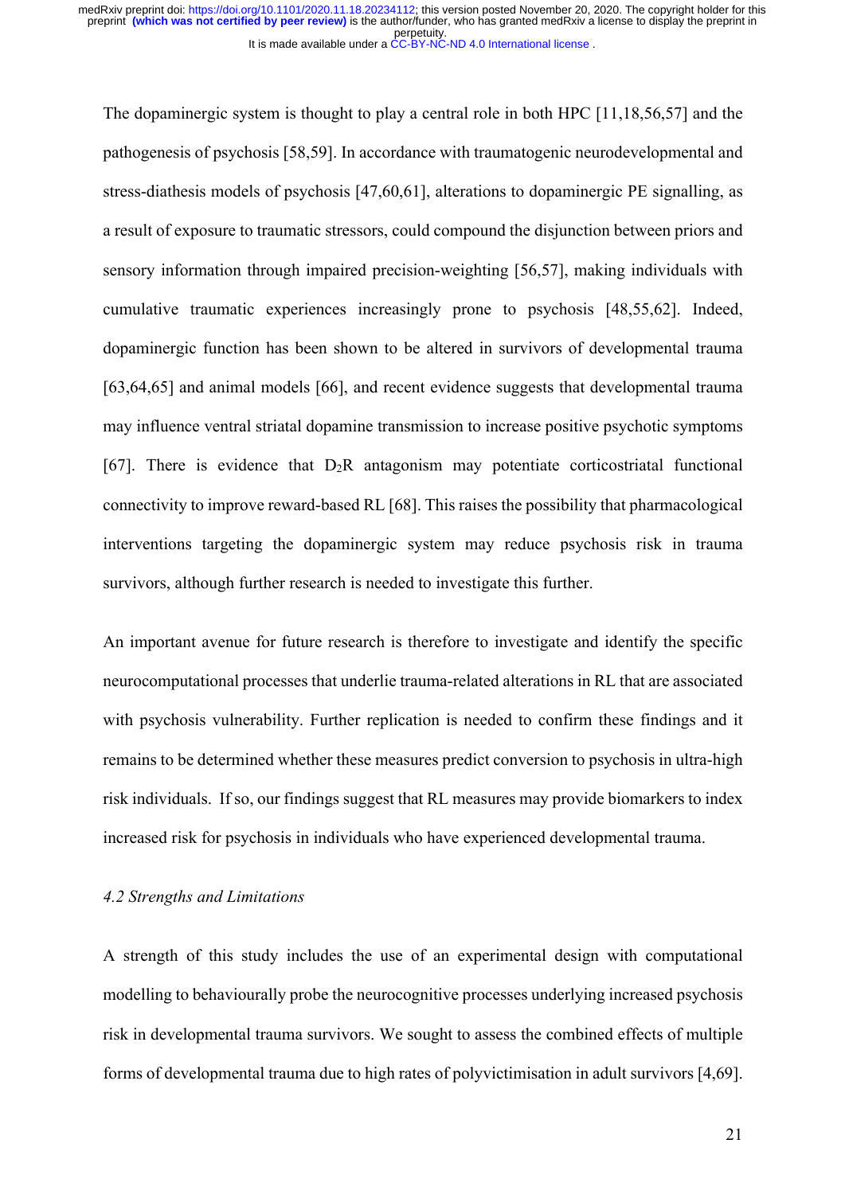The dopaminergic system is thought to play a central role in both HPC [11,18,56,57] and the pathogenesis of psychosis [58,59]. In accordance with traumatogenic neurodevelopmental and stress-diathesis models of psychosis [47,60,61], alterations to dopaminergic PE signalling, as a result of exposure to traumatic stressors, could compound the disjunction between priors and sensory information through impaired precision-weighting [56,57], making individuals with cumulative traumatic experiences increasingly prone to psychosis [48,55,62]. Indeed, dopaminergic function has been shown to be altered in survivors of developmental trauma [63,64,65] and animal models [66], and recent evidence suggests that developmental trauma may influence ventral striatal dopamine transmission to increase positive psychotic symptoms [67]. There is evidence that $D_2R$ antagonism may potentiate corticostriatal functional connectivity to improve reward-based RL [68]. This raises the possibility that pharmacological interventions targeting the dopaminergic system may reduce psychosis risk in trauma survivors, although further research is needed to investigate this further.

An important avenue for future research is therefore to investigate and identify the specific neurocomputational processes that underlie trauma-related alterations in RL that are associated with psychosis vulnerability. Further replication is needed to confirm these findings and it remains to be determined whether these measures predict conversion to psychosis in ultra-high risk individuals. If so, our findings suggest that RL measures may provide biomarkers to index increased risk for psychosis in individuals who have experienced developmental trauma.

### *4.2 Strengths and Limitations*

A strength of this study includes the use of an experimental design with computational modelling to behaviourally probe the neurocognitive processes underlying increased psychosis risk in developmental trauma survivors. We sought to assess the combined effects of multiple forms of developmental trauma due to high rates of polyvictimisation in adult survivors [4,69].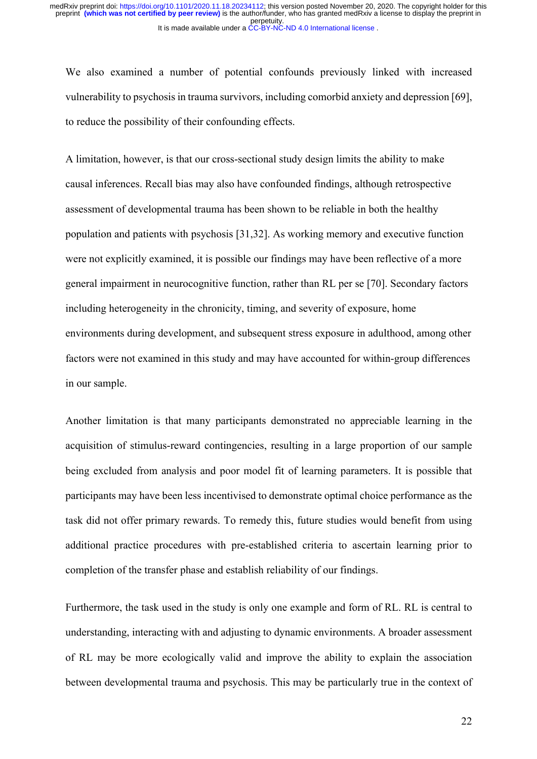We also examined a number of potential confounds previously linked with increased vulnerability to psychosis in trauma survivors, including comorbid anxiety and depression [69], to reduce the possibility of their confounding effects.

A limitation, however, is that our cross-sectional study design limits the ability to make causal inferences. Recall bias may also have confounded findings, although retrospective assessment of developmental trauma has been shown to be reliable in both the healthy population and patients with psychosis [31,32]. As working memory and executive function were not explicitly examined, it is possible our findings may have been reflective of a more general impairment in neurocognitive function, rather than RL per se [70]. Secondary factors including heterogeneity in the chronicity, timing, and severity of exposure, home environments during development, and subsequent stress exposure in adulthood, among other factors were not examined in this study and may have accounted for within-group differences in our sample.

Another limitation is that many participants demonstrated no appreciable learning in the acquisition of stimulus-reward contingencies, resulting in a large proportion of our sample being excluded from analysis and poor model fit of learning parameters. It is possible that participants may have been less incentivised to demonstrate optimal choice performance as the task did not offer primary rewards. To remedy this, future studies would benefit from using additional practice procedures with pre-established criteria to ascertain learning prior to completion of the transfer phase and establish reliability of our findings.

Furthermore, the task used in the study is only one example and form of RL. RL is central to understanding, interacting with and adjusting to dynamic environments. A broader assessment of RL may be more ecologically valid and improve the ability to explain the association between developmental trauma and psychosis. This may be particularly true in the context of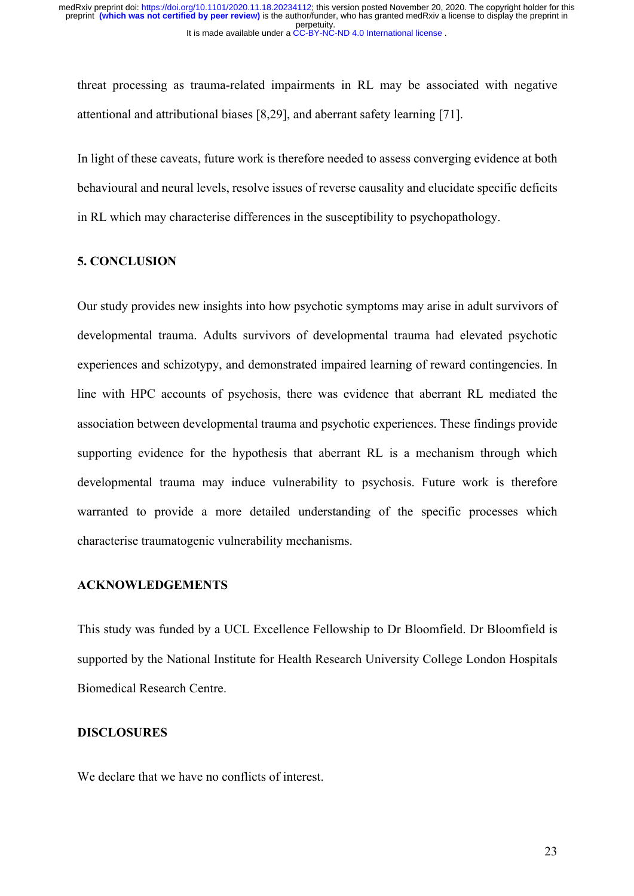threat processing as trauma-related impairments in RL may be associated with negative attentional and attributional biases [8,29], and aberrant safety learning [71].

In light of these caveats, future work is therefore needed to assess converging evidence at both behavioural and neural levels, resolve issues of reverse causality and elucidate specific deficits in RL which may characterise differences in the susceptibility to psychopathology.

## 5. CONCLUSION

Our study provides new insights into how psychotic symptoms may arise in adult survivors of developmental trauma. Adults survivors of developmental trauma had elevated psychotic experiences and schizotypy, and demonstrated impaired learning of reward contingencies. In line with HPC accounts of psychosis, there was evidence that aberrant RL mediated the association between developmental trauma and psychotic experiences. These findings provide supporting evidence for the hypothesis that aberrant RL is a mechanism through which developmental trauma may induce vulnerability to psychosis. Future work is therefore warranted to provide a more detailed understanding of the specific processes which characterise traumatogenic vulnerability mechanisms.

## ACKNOWLEDGEMENTS

This study was funded by a UCL Excellence Fellowship to Dr Bloomfield. Dr Bloomfield is supported by the National Institute for Health Research University College London Hospitals Biomedical Research Centre.

## DISCLOSURES

We declare that we have no conflicts of interest.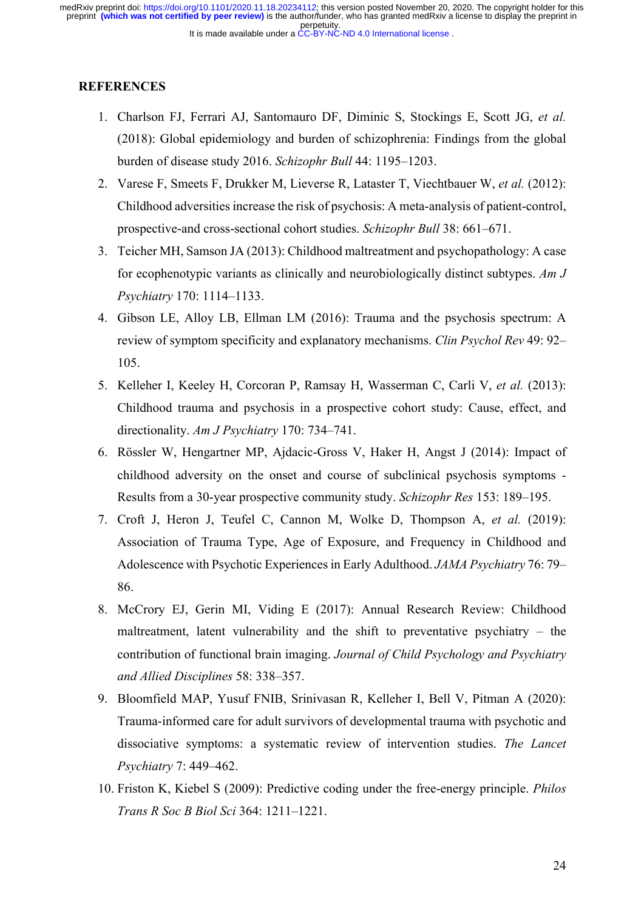## REFERENCES

1. Charlson FJ, Ferrari AJ, Santomauro DF, Diminic S, Stockings E, Scott JG, *et al.* (2018): Global epidemiology and burden of schizophrenia: Findings from the global burden of disease study 2016. *Schizophr Bull* 44: 1195–1203.
2. Varese F, Smeets F, Drukker M, Lieverse R, Lataster T, Viechtbauer W, *et al.* (2012): Childhood adversities increase the risk of psychosis: A meta-analysis of patient-control, prospective-and cross-sectional cohort studies. *Schizophr Bull* 38: 661–671.
3. Teicher MH, Samson JA (2013): Childhood maltreatment and psychopathology: A case for ecophenotypic variants as clinically and neurobiologically distinct subtypes. *Am J Psychiatry* 170: 1114–1133.
4. Gibson LE, Alloy LB, Ellman LM (2016): Trauma and the psychosis spectrum: A review of symptom specificity and explanatory mechanisms. *Clin Psychol Rev* 49: 92–105.
5. Kelleher I, Keeley H, Corcoran P, Ramsay H, Wasserman C, Carli V, *et al.* (2013): Childhood trauma and psychosis in a prospective cohort study: Cause, effect, and directionality. *Am J Psychiatry* 170: 734–741.
6. Rössler W, Hengartner MP, Ajdacic-Gross V, Haker H, Angst J (2014): Impact of childhood adversity on the onset and course of subclinical psychosis symptoms - Results from a 30-year prospective community study. *Schizophr Res* 153: 189–195.
7. Croft J, Heron J, Teufel C, Cannon M, Wolke D, Thompson A, *et al.* (2019): Association of Trauma Type, Age of Exposure, and Frequency in Childhood and Adolescence with Psychotic Experiences in Early Adulthood. *JAMA Psychiatry* 76: 79–86.
8. McCrory EJ, Gerin MI, Viding E (2017): Annual Research Review: Childhood maltreatment, latent vulnerability and the shift to preventative psychiatry – the contribution of functional brain imaging. *Journal of Child Psychology and Psychiatry and Allied Disciplines* 58: 338–357.
9. Bloomfield MAP, Yusuf FNIB, Srinivasan R, Kelleher I, Bell V, Pitman A (2020): Trauma-informed care for adult survivors of developmental trauma with psychotic and dissociative symptoms: a systematic review of intervention studies. *The Lancet Psychiatry* 7: 449–462.
10. Friston K, Kiebel S (2009): Predictive coding under the free-energy principle. *Philos Trans R Soc B Biol Sci* 364: 1211–1221.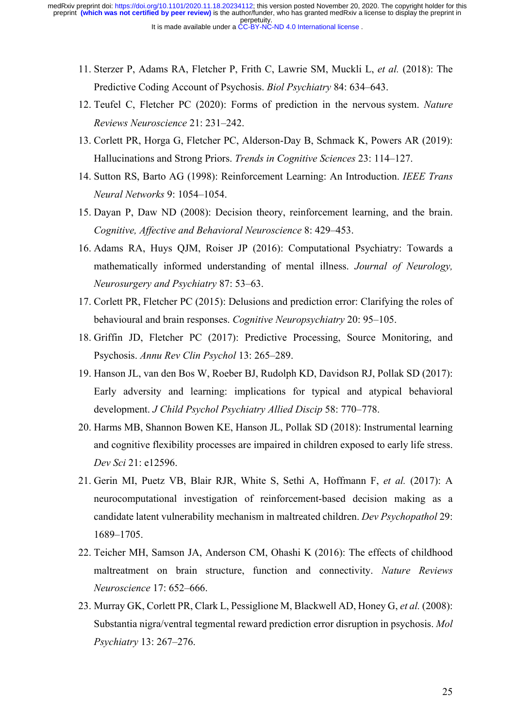11. Sterzer P, Adams RA, Fletcher P, Frith C, Lawrie SM, Muckli L, *et al.* (2018): The Predictive Coding Account of Psychosis. *Biol Psychiatry* 84: 634–643.
12. Teufel C, Fletcher PC (2020): Forms of prediction in the nervous system. *Nature Reviews Neuroscience* 21: 231–242.
13. Corlett PR, Horga G, Fletcher PC, Alderson-Day B, Schmack K, Powers AR (2019): Hallucinations and Strong Priors. *Trends in Cognitive Sciences* 23: 114–127.
14. Sutton RS, Barto AG (1998): Reinforcement Learning: An Introduction. *IEEE Trans Neural Networks* 9: 1054–1054.
15. Dayan P, Daw ND (2008): Decision theory, reinforcement learning, and the brain. *Cognitive, Affective and Behavioral Neuroscience* 8: 429–453.
16. Adams RA, Huys QJM, Roiser JP (2016): Computational Psychiatry: Towards a mathematically informed understanding of mental illness. *Journal of Neurology, Neurosurgery and Psychiatry* 87: 53–63.
17. Corlett PR, Fletcher PC (2015): Delusions and prediction error: Clarifying the roles of behavioural and brain responses. *Cognitive Neuropsychiatry* 20: 95–105.
18. Griffin JD, Fletcher PC (2017): Predictive Processing, Source Monitoring, and Psychosis. *Annu Rev Clin Psychol* 13: 265–289.
19. Hanson JL, van den Bos W, Roeber BJ, Rudolph KD, Davidson RJ, Pollak SD (2017): Early adversity and learning: implications for typical and atypical behavioral development. *J Child Psychol Psychiatry Allied Discip* 58: 770–778.
20. Harms MB, Shannon Bowen KE, Hanson JL, Pollak SD (2018): Instrumental learning and cognitive flexibility processes are impaired in children exposed to early life stress. *Dev Sci* 21: e12596.
21. Gerin MI, Puetz VB, Blair RJR, White S, Sethi A, Hoffmann F, *et al.* (2017): A neurocomputational investigation of reinforcement-based decision making as a candidate latent vulnerability mechanism in maltreated children. *Dev Psychopathol* 29: 1689–1705.
22. Teicher MH, Samson JA, Anderson CM, Ohashi K (2016): The effects of childhood maltreatment on brain structure, function and connectivity. *Nature Reviews Neuroscience* 17: 652–666.
23. Murray GK, Corlett PR, Clark L, Pessiglione M, Blackwell AD, Honey G, *et al.* (2008): Substantia nigra/ventral tegmental reward prediction error disruption in psychosis. *Mol Psychiatry* 13: 267–276.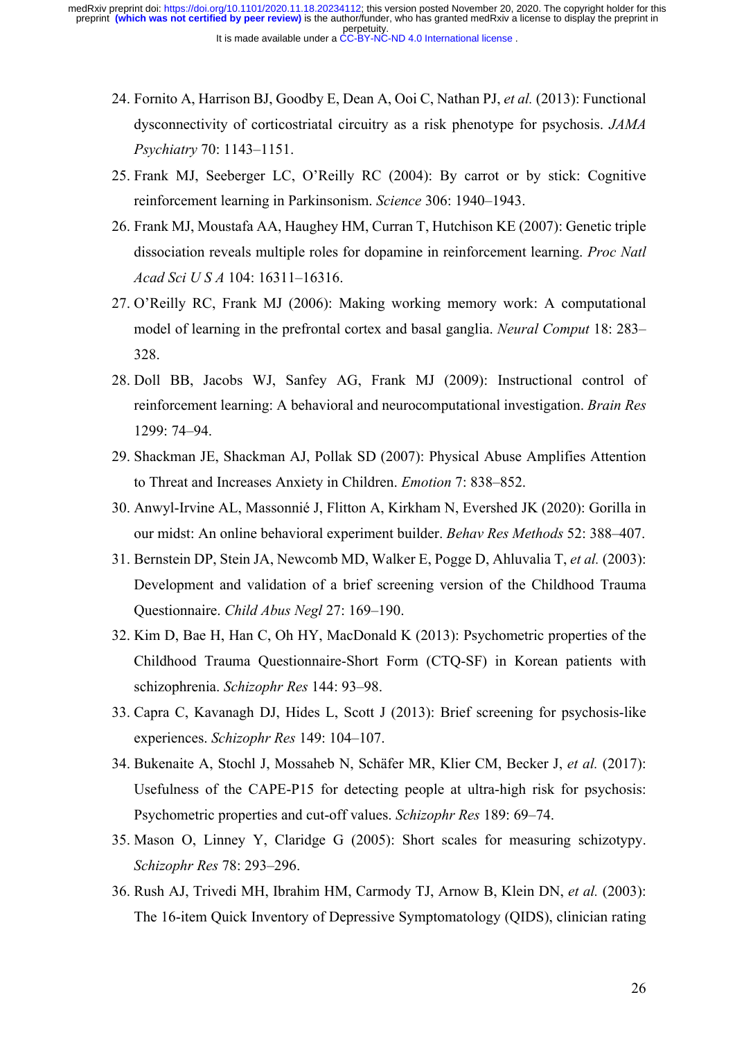24. Fornito A, Harrison BJ, Goodby E, Dean A, Ooi C, Nathan PJ, *et al.* (2013): Functional dysconnectivity of corticostriatal circuitry as a risk phenotype for psychosis. *JAMA Psychiatry* 70: 1143–1151.
25. Frank MJ, Seeberger LC, O'Reilly RC (2004): By carrot or by stick: Cognitive reinforcement learning in Parkinsonism. *Science* 306: 1940–1943.
26. Frank MJ, Moustafa AA, Haughey HM, Curran T, Hutchison KE (2007): Genetic triple dissociation reveals multiple roles for dopamine in reinforcement learning. *Proc Natl Acad Sci U S A* 104: 16311–16316.
27. O'Reilly RC, Frank MJ (2006): Making working memory work: A computational model of learning in the prefrontal cortex and basal ganglia. *Neural Comput* 18: 283–328.
28. Doll BB, Jacobs WJ, Sanfey AG, Frank MJ (2009): Instructional control of reinforcement learning: A behavioral and neurocomputational investigation. *Brain Res* 1299: 74–94.
29. Shackman JE, Shackman AJ, Pollak SD (2007): Physical Abuse Amplifies Attention to Threat and Increases Anxiety in Children. *Emotion* 7: 838–852.
30. Anwyl-Irvine AL, Massonnié J, Flitton A, Kirkham N, Evershed JK (2020): Gorilla in our midst: An online behavioral experiment builder. *Behav Res Methods* 52: 388–407.
31. Bernstein DP, Stein JA, Newcomb MD, Walker E, Pogge D, Ahluvalia T, *et al.* (2003): Development and validation of a brief screening version of the Childhood Trauma Questionnaire. *Child Abus Negl* 27: 169–190.
32. Kim D, Bae H, Han C, Oh HY, MacDonald K (2013): Psychometric properties of the Childhood Trauma Questionnaire-Short Form (CTQ-SF) in Korean patients with schizophrenia. *Schizophr Res* 144: 93–98.
33. Capra C, Kavanagh DJ, Hides L, Scott J (2013): Brief screening for psychosis-like experiences. *Schizophr Res* 149: 104–107.
34. Bukenaite A, Stochl J, Mossaheb N, Schäfer MR, Klier CM, Becker J, *et al.* (2017): Usefulness of the CAPE-P15 for detecting people at ultra-high risk for psychosis: Psychometric properties and cut-off values. *Schizophr Res* 189: 69–74.
35. Mason O, Linney Y, Claridge G (2005): Short scales for measuring schizotypy. *Schizophr Res* 78: 293–296.
36. Rush AJ, Trivedi MH, Ibrahim HM, Carmody TJ, Arnow B, Klein DN, *et al.* (2003): The 16-item Quick Inventory of Depressive Symptomatology (QIDS), clinician rating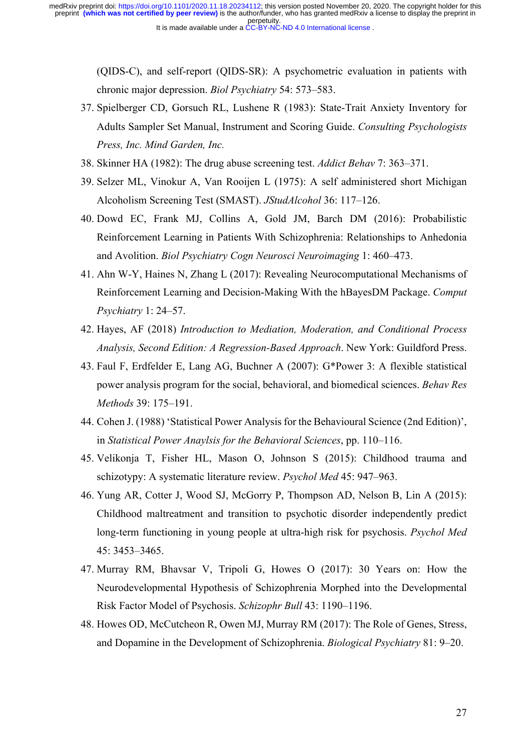(QIDS-C), and self-report (QIDS-SR): A psychometric evaluation in patients with chronic major depression. *Biol Psychiatry* 54: 573–583.

37. Spielberger CD, Gorsuch RL, Lushene R (1983): State-Trait Anxiety Inventory for Adults Sampler Set Manual, Instrument and Scoring Guide. *Consulting Psychologists Press, Inc. Mind Garden, Inc.*
38. Skinner HA (1982): The drug abuse screening test. *Addict Behav* 7: 363–371.
39. Selzer ML, Vinokur A, Van Rooijen L (1975): A self administered short Michigan Alcoholism Screening Test (SMAST). *JStudAlcohol* 36: 117–126.
40. Dowd EC, Frank MJ, Collins A, Gold JM, Barch DM (2016): Probabilistic Reinforcement Learning in Patients With Schizophrenia: Relationships to Anhedonia and Avolition. *Biol Psychiatry Cogn Neurosci Neuroimaging* 1: 460–473.
41. Ahn W-Y, Haines N, Zhang L (2017): Revealing Neurocomputational Mechanisms of Reinforcement Learning and Decision-Making With the hBayesDM Package. *Comput Psychiatry* 1: 24–57.
42. Hayes, AF (2018) *Introduction to Mediation, Moderation, and Conditional Process Analysis, Second Edition: A Regression-Based Approach*. New York: Guildford Press.
43. Faul F, Erdfelder E, Lang AG, Buchner A (2007): G*Power 3: A flexible statistical power analysis program for the social, behavioral, and biomedical sciences. *Behav Res Methods* 39: 175–191.
44. Cohen J. (1988) 'Statistical Power Analysis for the Behavioural Science (2nd Edition)', in *Statistical Power Anaylsis for the Behavioral Sciences*, pp. 110–116.
45. Velikonja T, Fisher HL, Mason O, Johnson S (2015): Childhood trauma and schizotypy: A systematic literature review. *Psychol Med* 45: 947–963.
46. Yung AR, Cotter J, Wood SJ, McGorry P, Thompson AD, Nelson B, Lin A (2015): Childhood maltreatment and transition to psychotic disorder independently predict long-term functioning in young people at ultra-high risk for psychosis. *Psychol Med* 45: 3453–3465.
47. Murray RM, Bhavsar V, Tripoli G, Howes O (2017): 30 Years on: How the Neurodevelopmental Hypothesis of Schizophrenia Morphed into the Developmental Risk Factor Model of Psychosis. *Schizophr Bull* 43: 1190–1196.
48. Howes OD, McCutcheon R, Owen MJ, Murray RM (2017): The Role of Genes, Stress, and Dopamine in the Development of Schizophrenia. *Biological Psychiatry* 81: 9–20.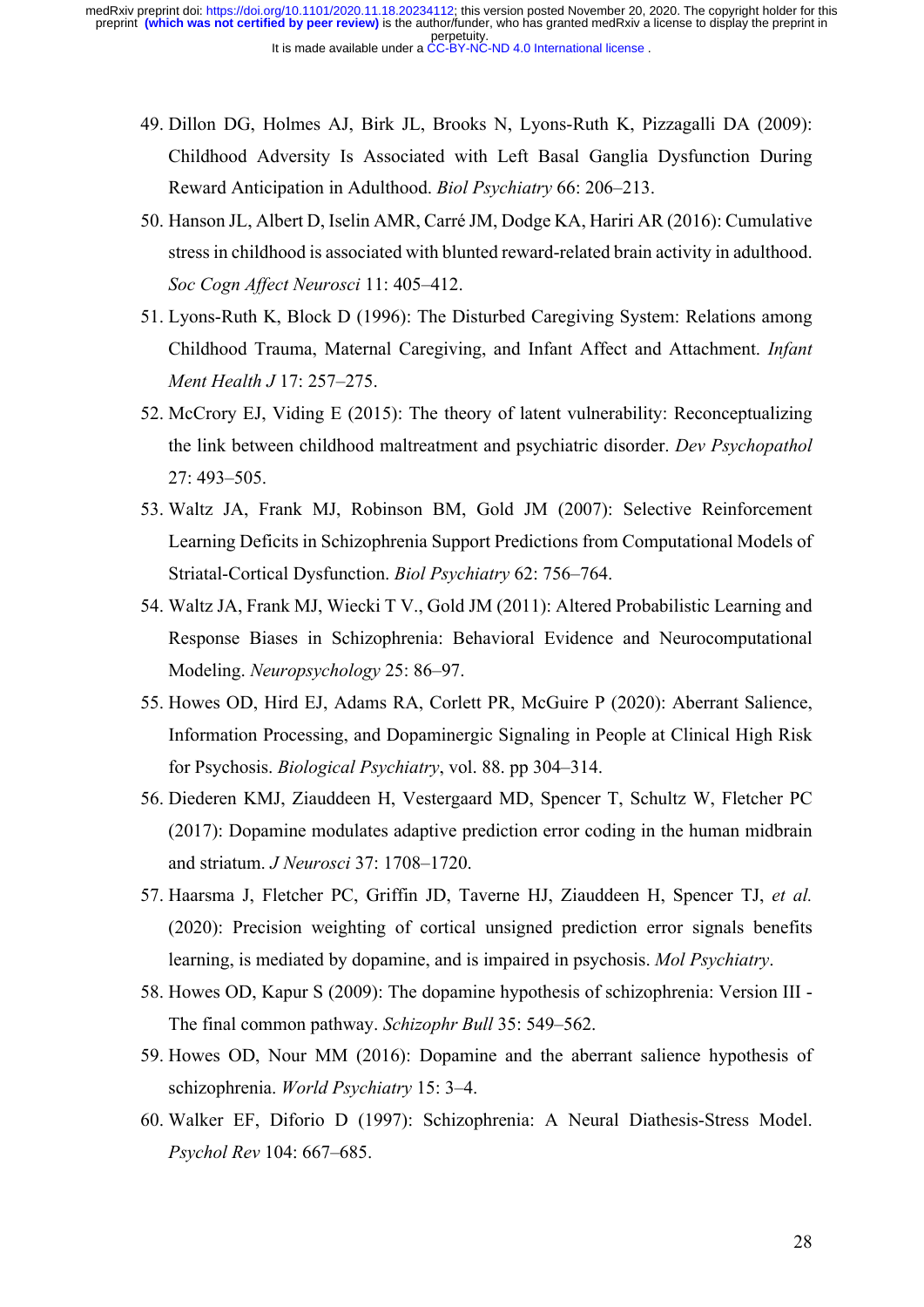49. Dillon DG, Holmes AJ, Birk JL, Brooks N, Lyons-Ruth K, Pizzagalli DA (2009): Childhood Adversity Is Associated with Left Basal Ganglia Dysfunction During Reward Anticipation in Adulthood. *Biol Psychiatry* 66: 206–213.
50. Hanson JL, Albert D, Iselin AMR, Carré JM, Dodge KA, Hariri AR (2016): Cumulative stress in childhood is associated with blunted reward-related brain activity in adulthood. *Soc Cogn Affect Neurosci* 11: 405–412.
51. Lyons-Ruth K, Block D (1996): The Disturbed Caregiving System: Relations among Childhood Trauma, Maternal Caregiving, and Infant Affect and Attachment. *Infant Ment Health J* 17: 257–275.
52. McCrory EJ, Viding E (2015): The theory of latent vulnerability: Reconceptualizing the link between childhood maltreatment and psychiatric disorder. *Dev Psychopathol* 27: 493–505.
53. Waltz JA, Frank MJ, Robinson BM, Gold JM (2007): Selective Reinforcement Learning Deficits in Schizophrenia Support Predictions from Computational Models of Striatal-Cortical Dysfunction. *Biol Psychiatry* 62: 756–764.
54. Waltz JA, Frank MJ, Wiecki T V., Gold JM (2011): Altered Probabilistic Learning and Response Biases in Schizophrenia: Behavioral Evidence and Neurocomputational Modeling. *Neuropsychology* 25: 86–97.
55. Howes OD, Hird EJ, Adams RA, Corlett PR, McGuire P (2020): Aberrant Salience, Information Processing, and Dopaminergic Signaling in People at Clinical High Risk for Psychosis. *Biological Psychiatry*, vol. 88. pp 304–314.
56. Diederen KMJ, Ziauddeen H, Vestergaard MD, Spencer T, Schultz W, Fletcher PC (2017): Dopamine modulates adaptive prediction error coding in the human midbrain and striatum. *J Neurosci* 37: 1708–1720.
57. Haarsma J, Fletcher PC, Griffin JD, Taverne HJ, Ziauddeen H, Spencer TJ, *et al.* (2020): Precision weighting of cortical unsigned prediction error signals benefits learning, is mediated by dopamine, and is impaired in psychosis. *Mol Psychiatry*.
58. Howes OD, Kapur S (2009): The dopamine hypothesis of schizophrenia: Version III - The final common pathway. *Schizophr Bull* 35: 549–562.
59. Howes OD, Nour MM (2016): Dopamine and the aberrant salience hypothesis of schizophrenia. *World Psychiatry* 15: 3–4.
60. Walker EF, Diforio D (1997): Schizophrenia: A Neural Diathesis-Stress Model. *Psychol Rev* 104: 667–685.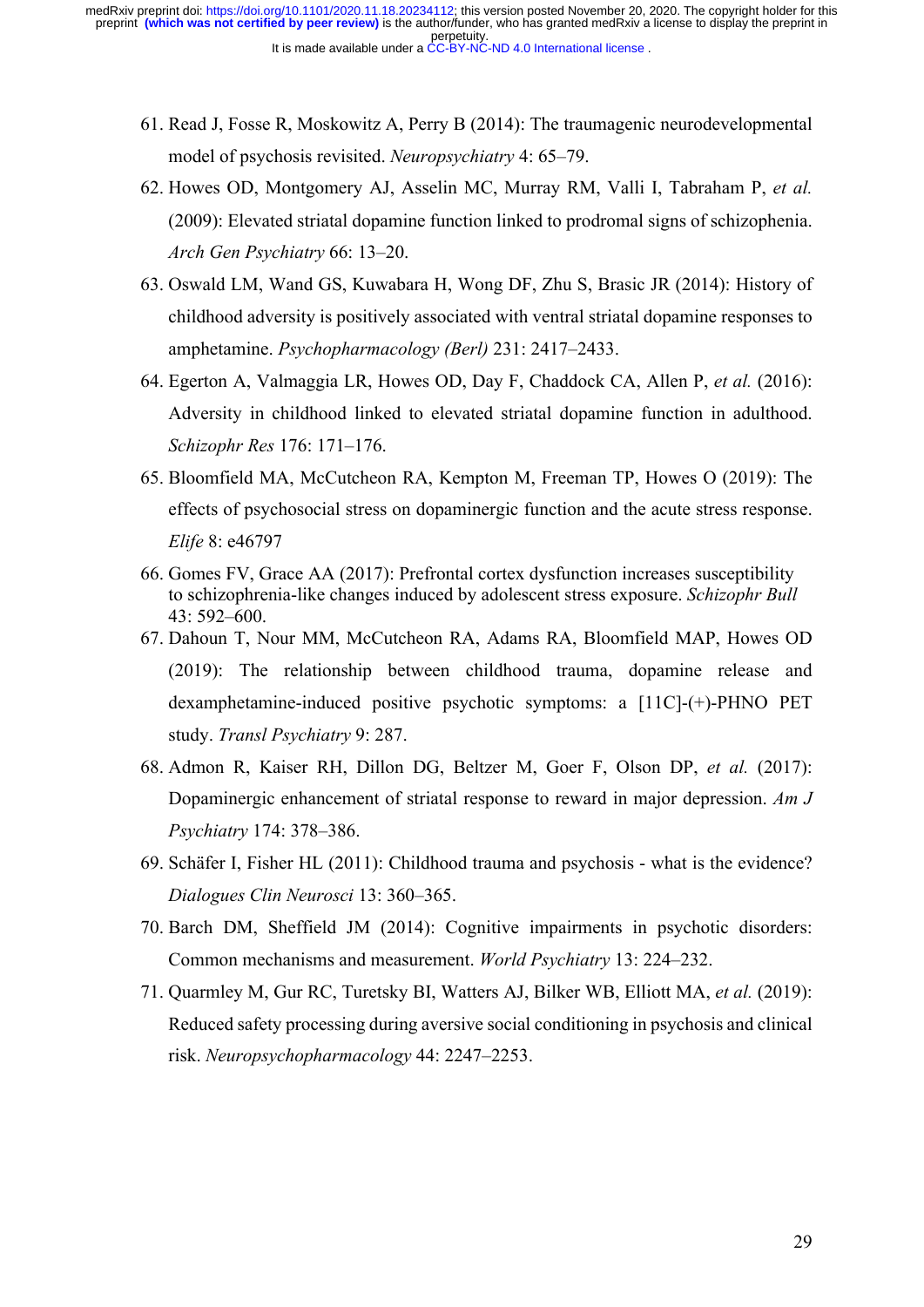61. Read J, Fosse R, Moskowitz A, Perry B (2014): The traumagenic neurodevelopmental model of psychosis revisited. *Neuropsychiatry* 4: 65–79.
62. Howes OD, Montgomery AJ, Asselin MC, Murray RM, Valli I, Tabraham P, *et al.* (2009): Elevated striatal dopamine function linked to prodromal signs of schizophrenia. *Arch Gen Psychiatry* 66: 13–20.
63. Oswald LM, Wand GS, Kuwabara H, Wong DF, Zhu S, Brasic JR (2014): History of childhood adversity is positively associated with ventral striatal dopamine responses to amphetamine. *Psychopharmacology (Berl)* 231: 2417–2433.
64. Egerton A, Valmaggia LR, Howes OD, Day F, Chaddock CA, Allen P, *et al.* (2016): Adversity in childhood linked to elevated striatal dopamine function in adulthood. *Schizophr Res* 176: 171–176.
65. Bloomfield MA, McCutcheon RA, Kempton M, Freeman TP, Howes O (2019): The effects of psychosocial stress on dopaminergic function and the acute stress response. *Elife* 8: e46797
66. Gomes FV, Grace AA (2017): Prefrontal cortex dysfunction increases susceptibility to schizophrenia-like changes induced by adolescent stress exposure. *Schizophr Bull* 43: 592–600.
67. Dahoun T, Nour MM, McCutcheon RA, Adams RA, Bloomfield MAP, Howes OD (2019): The relationship between childhood trauma, dopamine release and dexamphetamine-induced positive psychotic symptoms: a [11C]-(+)-PHNO PET study. *Transl Psychiatry* 9: 287.
68. Admon R, Kaiser RH, Dillon DG, Beltzer M, Goer F, Olson DP, *et al.* (2017): Dopaminergic enhancement of striatal response to reward in major depression. *Am J Psychiatry* 174: 378–386.
69. Schäfer I, Fisher HL (2011): Childhood trauma and psychosis - what is the evidence? *Dialogues Clin Neurosci* 13: 360–365.
70. Barch DM, Sheffield JM (2014): Cognitive impairments in psychotic disorders: Common mechanisms and measurement. *World Psychiatry* 13: 224–232.
71. Quarmley M, Gur RC, Turetsky BI, Watters AJ, Bilker WB, Elliott MA, *et al.* (2019): Reduced safety processing during aversive social conditioning in psychosis and clinical risk. *Neuropsychopharmacology* 44: 2247–2253.